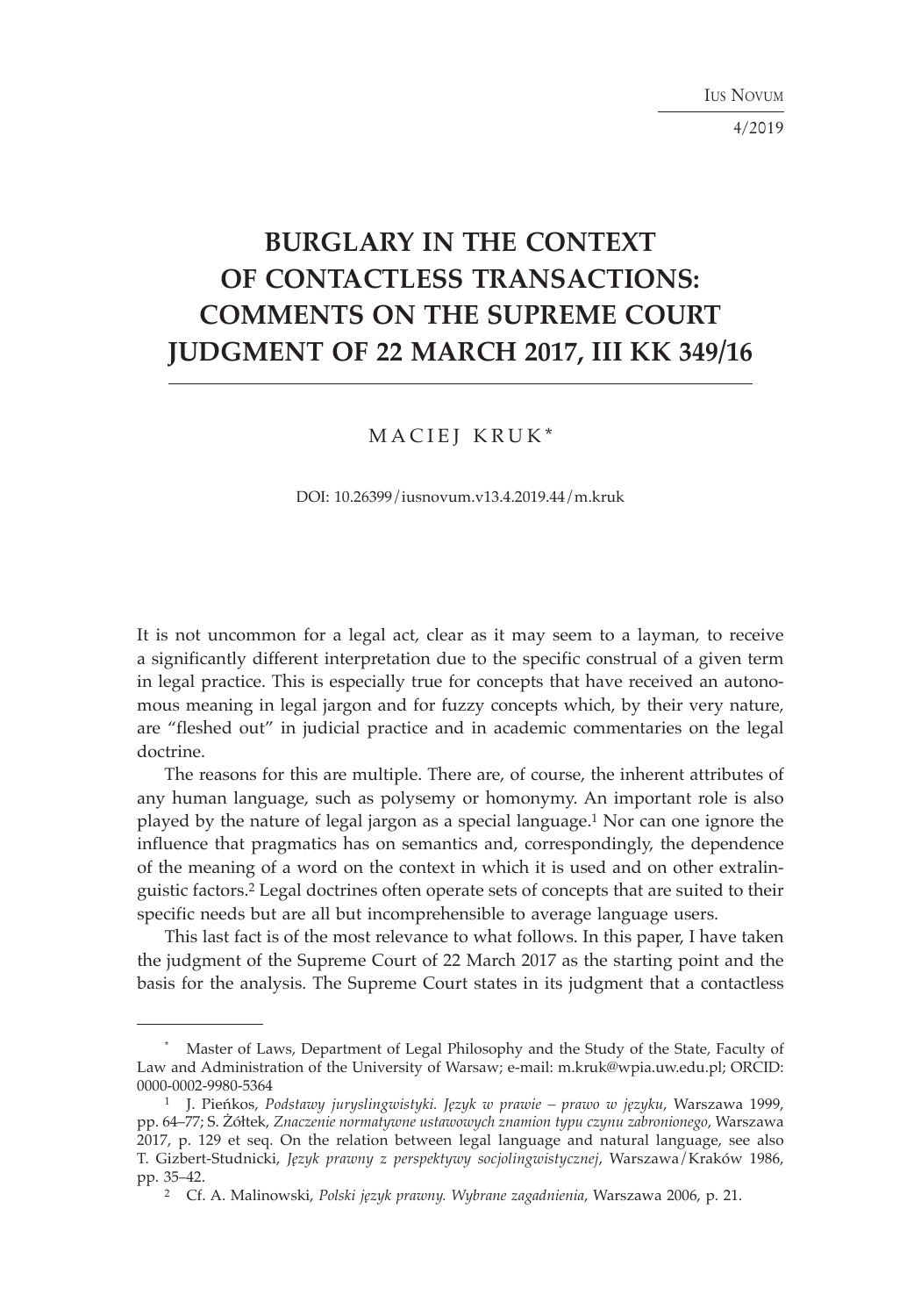# BURGLARY IN THE CONTEXT OF CONTACTLESS TRANSACTIONS: COMMENTS ON THE SUPREME COURT JUDGMENT OF 22 MARCH 2017, III KK 349/16

MACIEJ KRUK*

DOI: 10.26399/iusnovum.v13.4.2019.44/m.kruk

It is not uncommon for a legal act, clear as it may seem to a layman, to receive a significantly different interpretation due to the specific construal of a given term in legal practice. This is especially true for concepts that have received an autonomous meaning in legal jargon and for fuzzy concepts which, by their very nature, are "fleshed out" in judicial practice and in academic commentaries on the legal doctrine.

The reasons for this are multiple. There are, of course, the inherent attributes of any human language, such as polysemy or homonymy. An important role is also played by the nature of legal jargon as a special language.[1] Nor can one ignore the influence that pragmatics has on semantics and, correspondingly, the dependence of the meaning of a word on the context in which it is used and on other extralinguistic factors.[2] Legal doctrines often operate sets of concepts that are suited to their specific needs but are all but incomprehensible to average language users.

This last fact is of the most relevance to what follows. In this paper, I have taken the judgment of the Supreme Court of 22 March 2017 as the starting point and the basis for the analysis. The Supreme Court states in its judgment that a contactless

---

\* Master of Laws, Department of Legal Philosophy and the Study of the State, Faculty of Law and Administration of the University of Warsaw; e-mail: m.kruk@wpia.uw.edu.pl; ORCID: 0000-0002-9980-5364

[1] J. Pieńkos, *Podstawy juryslingwistyki. Język w prawie – prawo w języku*, Warszawa 1999, pp. 64–77; S. Żółtek, *Znaczenie normatywne ustawowych znamion typu czynu zabronionego*, Warszawa 2017, p. 129 et seq. On the relation between legal language and natural language, see also T. Gizbert-Studnicki, *Język prawny z perspektywy socjolingwistycznej*, Warszawa/Kraków 1986, pp. 35–42.

[2] Cf. A. Malinowski, *Polski język prawny. Wybrane zagadnienia*, Warszawa 2006, p. 21.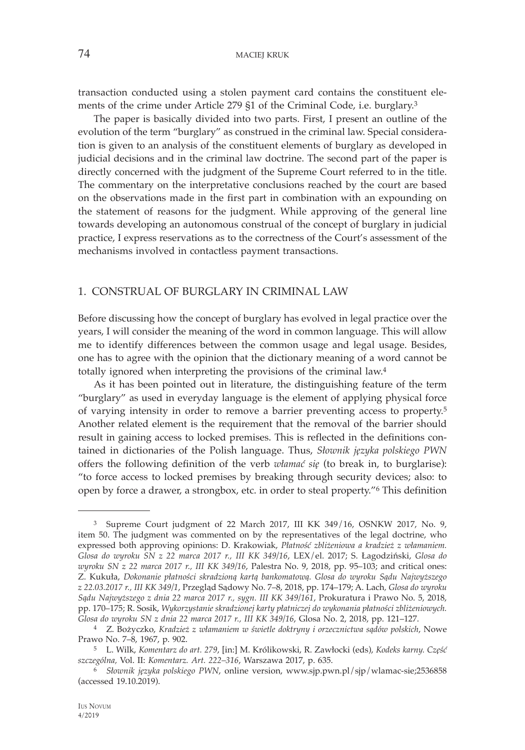transaction conducted using a stolen payment card contains the constituent elements of the crime under Article 279 §1 of the Criminal Code, i.e. burglary.[3]

The paper is basically divided into two parts. First, I present an outline of the evolution of the term "burglary" as construed in the criminal law. Special consideration is given to an analysis of the constituent elements of burglary as developed in judicial decisions and in the criminal law doctrine. The second part of the paper is directly concerned with the judgment of the Supreme Court referred to in the title. The commentary on the interpretative conclusions reached by the court are based on the observations made in the first part in combination with an expounding on the statement of reasons for the judgment. While approving of the general line towards developing an autonomous construal of the concept of burglary in judicial practice, I express reservations as to the correctness of the Court's assessment of the mechanisms involved in contactless payment transactions.

## 1. CONSTRUAL OF BURGLARY IN CRIMINAL LAW

Before discussing how the concept of burglary has evolved in legal practice over the years, I will consider the meaning of the word in common language. This will allow me to identify differences between the common usage and legal usage. Besides, one has to agree with the opinion that the dictionary meaning of a word cannot be totally ignored when interpreting the provisions of the criminal law.[4]

As it has been pointed out in literature, the distinguishing feature of the term "burglary" as used in everyday language is the element of applying physical force of varying intensity in order to remove a barrier preventing access to property.[5] Another related element is the requirement that the removal of the barrier should result in gaining access to locked premises. This is reflected in the definitions contained in dictionaries of the Polish language. Thus, *Słownik języka polskiego PWN* offers the following definition of the verb *włamać się* (to break in, to burglarise): "to force access to locked premises by breaking through security devices; also: to open by force a drawer, a strongbox, etc. in order to steal property."[6] This definition

---

[3] Supreme Court judgment of 22 March 2017, III KK 349/16, OSNKW 2017, No. 9, item 50. The judgment was commented on by the representatives of the legal doctrine, who expressed both approving opinions: D. Krakowiak, *Płatność zbliżeniowa a kradzież z włamaniem. Glosa do wyroku SN z 22 marca 2017 r., III KK 349/16*, LEX/el. 2017; S. Łagodziński, *Glosa do wyroku SN z 22 marca 2017 r., III KK 349/16*, Palestra No. 9, 2018, pp. 95–103; and critical ones: Z. Kukuła, *Dokonanie płatności skradzioną kartą bankomatową. Glosa do wyroku Sądu Najwyższego z 22.03.2017 r., III KK 349/1*, Przegląd Sądowy No. 7–8, 2018, pp. 174–179; A. Lach, *Glosa do wyroku Sądu Najwyższego z dnia 22 marca 2017 r., sygn. III KK 349/161*, Prokuratura i Prawo No. 5, 2018, pp. 170–175; R. Sosik, *Wykorzystanie skradzionej karty płatniczej do wykonania płatności zbliżeniowych. Glosa do wyroku SN z dnia 22 marca 2017 r., III KK 349/16*, Glosa No. 2, 2018, pp. 121–127.

[4] Z. Bożyczko, *Kradzież z włamaniem w świetle doktryny i orzecznictwa sądów polskich*, Nowe Prawo No. 7–8, 1967, p. 902.

[5] L. Wilk, *Komentarz do art. 279*, [in:] M. Królikowski, R. Zawłocki (eds), *Kodeks karny. Część szczególna,* Vol. II: *Komentarz. Art. 222–316*, Warszawa 2017, p. 635.

[6] *Słownik języka polskiego PWN*, online version, www.sjp.pwn.pl/sjp/wlamac-sie;2536858 (accessed 19.10.2019).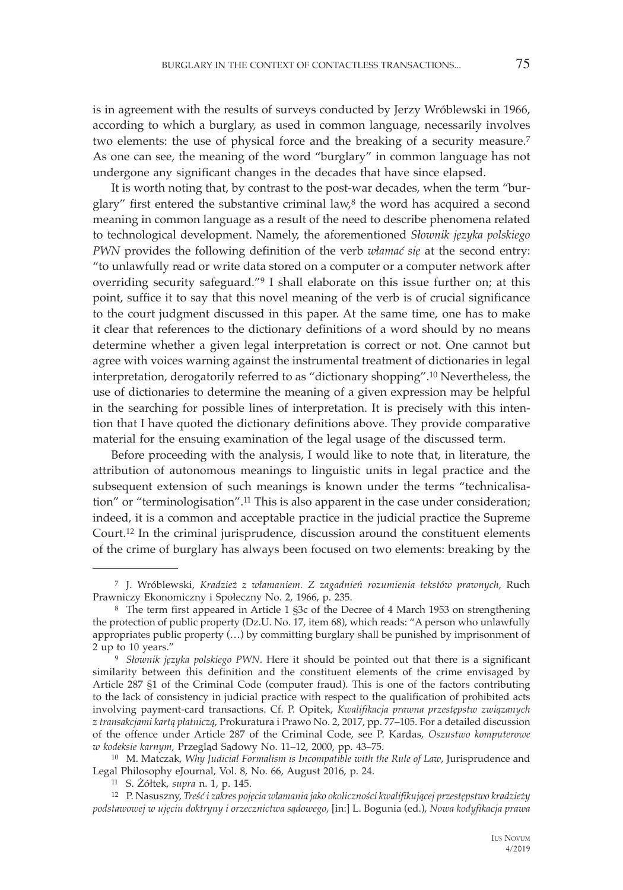is in agreement with the results of surveys conducted by Jerzy Wróblewski in 1966, according to which a burglary, as used in common language, necessarily involves two elements: the use of physical force and the breaking of a security measure.[7] As one can see, the meaning of the word "burglary" in common language has not undergone any significant changes in the decades that have since elapsed.

It is worth noting that, by contrast to the post-war decades, when the term "burglary" first entered the substantive criminal law,[8] the word has acquired a second meaning in common language as a result of the need to describe phenomena related to technological development. Namely, the aforementioned *Słownik języka polskiego PWN* provides the following definition of the verb *włamać się* at the second entry: "to unlawfully read or write data stored on a computer or a computer network after overriding security safeguard."[9] I shall elaborate on this issue further on; at this point, suffice it to say that this novel meaning of the verb is of crucial significance to the court judgment discussed in this paper. At the same time, one has to make it clear that references to the dictionary definitions of a word should by no means determine whether a given legal interpretation is correct or not. One cannot but agree with voices warning against the instrumental treatment of dictionaries in legal interpretation, derogatorily referred to as "dictionary shopping".[10] Nevertheless, the use of dictionaries to determine the meaning of a given expression may be helpful in the searching for possible lines of interpretation. It is precisely with this intention that I have quoted the dictionary definitions above. They provide comparative material for the ensuing examination of the legal usage of the discussed term.

Before proceeding with the analysis, I would like to note that, in literature, the attribution of autonomous meanings to linguistic units in legal practice and the subsequent extension of such meanings is known under the terms "technicalisation" or "terminologisation".[11] This is also apparent in the case under consideration; indeed, it is a common and acceptable practice in the judicial practice the Supreme Court.[12] In the criminal jurisprudence, discussion around the constituent elements of the crime of burglary has always been focused on two elements: breaking by the

---

[7] J. Wróblewski, *Kradzież z włamaniem. Z zagadnień rozumienia tekstów prawnych*, Ruch Prawniczy Ekonomiczny i Społeczny No. 2, 1966, p. 235.

[8] The term first appeared in Article 1 §3c of the Decree of 4 March 1953 on strengthening the protection of public property (Dz.U. No. 17, item 68), which reads: "A person who unlawfully appropriates public property (…) by committing burglary shall be punished by imprisonment of 2 up to 10 years."

[9] *Słownik języka polskiego PWN*. Here it should be pointed out that there is a significant similarity between this definition and the constituent elements of the crime envisaged by Article 287 §1 of the Criminal Code (computer fraud). This is one of the factors contributing to the lack of consistency in judicial practice with respect to the qualification of prohibited acts involving payment-card transactions. Cf. P. Opitek, *Kwalifikacja prawna przestępstw związanych z transakcjami kartą płatniczą*, Prokuratura i Prawo No. 2, 2017, pp. 77–105. For a detailed discussion of the offence under Article 287 of the Criminal Code, see P. Kardas, *Oszustwo komputerowe w kodeksie karnym*, Przegląd Sądowy No. 11–12, 2000, pp. 43–75.

[10] M. Matczak, *Why Judicial Formalism is Incompatible with the Rule of Law*, Jurisprudence and Legal Philosophy eJournal, Vol. 8, No. 66, August 2016, p. 24.

[11] S. Żółtek, *supra* n. 1, p. 145.

[12] P. Nasuszny, *Treść i zakres pojęcia włamania jako okoliczności kwalifikującej przestępstwo kradzieży podstawowej w ujęciu doktryny i orzecznictwa sądowego*, [in:] L. Bogunia (ed.), *Nowa kodyfikacja prawa*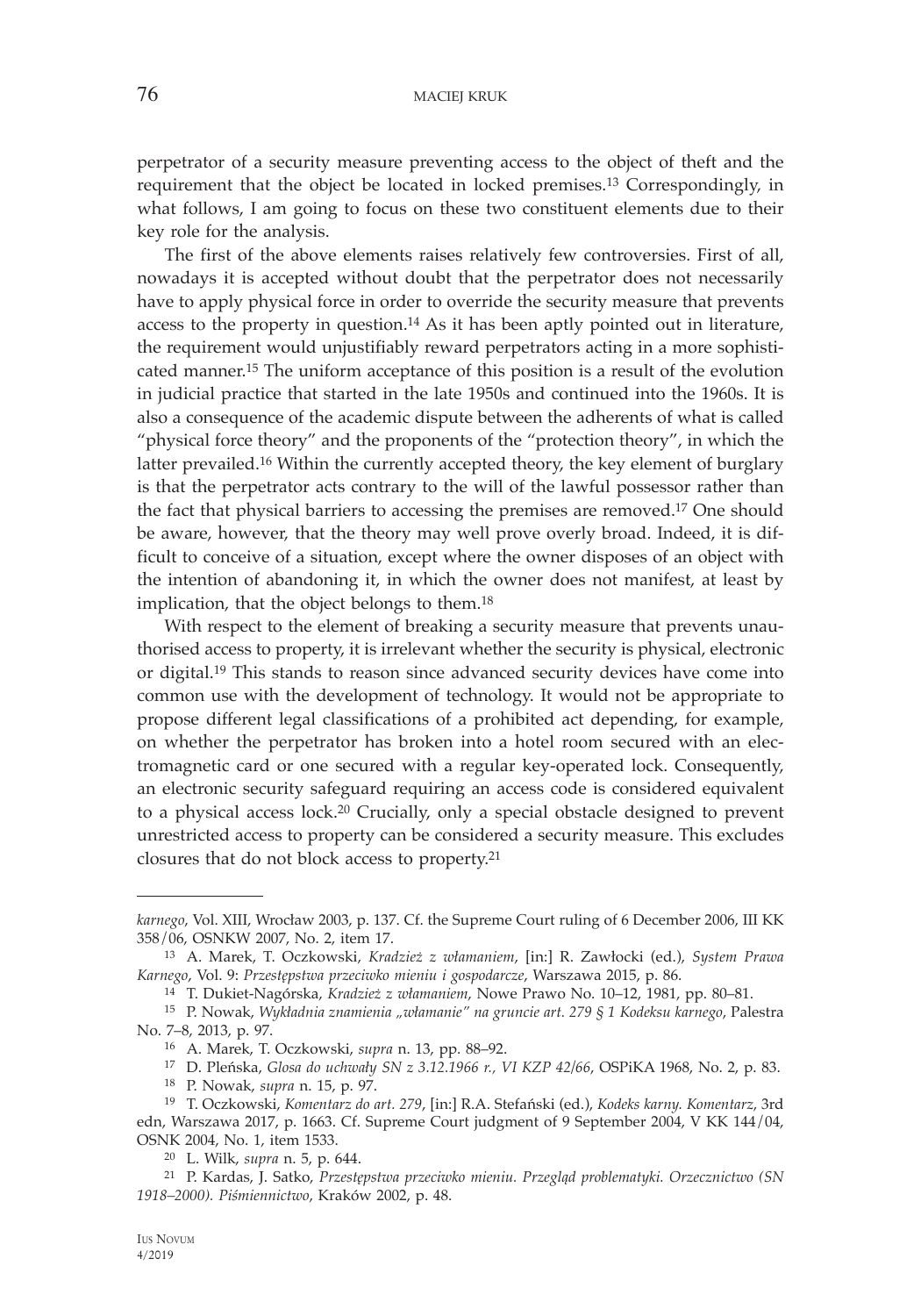perpetrator of a security measure preventing access to the object of theft and the requirement that the object be located in locked premises.[13] Correspondingly, in what follows, I am going to focus on these two constituent elements due to their key role for the analysis.

The first of the above elements raises relatively few controversies. First of all, nowadays it is accepted without doubt that the perpetrator does not necessarily have to apply physical force in order to override the security measure that prevents access to the property in question.[14] As it has been aptly pointed out in literature, the requirement would unjustifiably reward perpetrators acting in a more sophisticated manner.[15] The uniform acceptance of this position is a result of the evolution in judicial practice that started in the late 1950s and continued into the 1960s. It is also a consequence of the academic dispute between the adherents of what is called "physical force theory" and the proponents of the "protection theory", in which the latter prevailed.[16] Within the currently accepted theory, the key element of burglary is that the perpetrator acts contrary to the will of the lawful possessor rather than the fact that physical barriers to accessing the premises are removed.[17] One should be aware, however, that the theory may well prove overly broad. Indeed, it is difficult to conceive of a situation, except where the owner disposes of an object with the intention of abandoning it, in which the owner does not manifest, at least by implication, that the object belongs to them.[18]

With respect to the element of breaking a security measure that prevents unauthorised access to property, it is irrelevant whether the security is physical, electronic or digital.[19] This stands to reason since advanced security devices have come into common use with the development of technology. It would not be appropriate to propose different legal classifications of a prohibited act depending, for example, on whether the perpetrator has broken into a hotel room secured with an electromagnetic card or one secured with a regular key-operated lock. Consequently, an electronic security safeguard requiring an access code is considered equivalent to a physical access lock.[20] Crucially, only a special obstacle designed to prevent unrestricted access to property can be considered a security measure. This excludes closures that do not block access to property.[21]

---

*karnego*, Vol. XIII, Wrocław 2003, p. 137. Cf. the Supreme Court ruling of 6 December 2006, III KK 358/06, OSNKW 2007, No. 2, item 17.

[13] A. Marek, T. Oczkowski, *Kradzież z włamaniem*, [in:] R. Zawłocki (ed.), *System Prawa Karnego*, Vol. 9: *Przestępstwa przeciwko mieniu i gospodarcze*, Warszawa 2015, p. 86.

[14] T. Dukiet-Nagórska, *Kradzież z włamaniem*, Nowe Prawo No. 10–12, 1981, pp. 80–81.

[15] P. Nowak, *Wykładnia znamienia „włamanie" na gruncie art. 279 § 1 Kodeksu karnego*, Palestra No. 7–8, 2013, p. 97.

[16] A. Marek, T. Oczkowski, *supra* n. 13, pp. 88–92.

[17] D. Pleńska, *Glosa do uchwały SN z 3.12.1966 r., VI KZP 42/66*, OSPiKA 1968, No. 2, p. 83.

[18] P. Nowak, *supra* n. 15, p. 97.

[19] T. Oczkowski, *Komentarz do art. 279*, [in:] R.A. Stefański (ed.), *Kodeks karny. Komentarz*, 3rd edn, Warszawa 2017, p. 1663. Cf. Supreme Court judgment of 9 September 2004, V KK 144/04, OSNK 2004, No. 1, item 1533.

[20] L. Wilk, *supra* n. 5, p. 644.

[21] P. Kardas, J. Satko, *Przestępstwa przeciwko mieniu. Przegląd problematyki. Orzecznictwo (SN 1918–2000). Piśmiennictwo*, Kraków 2002, p. 48.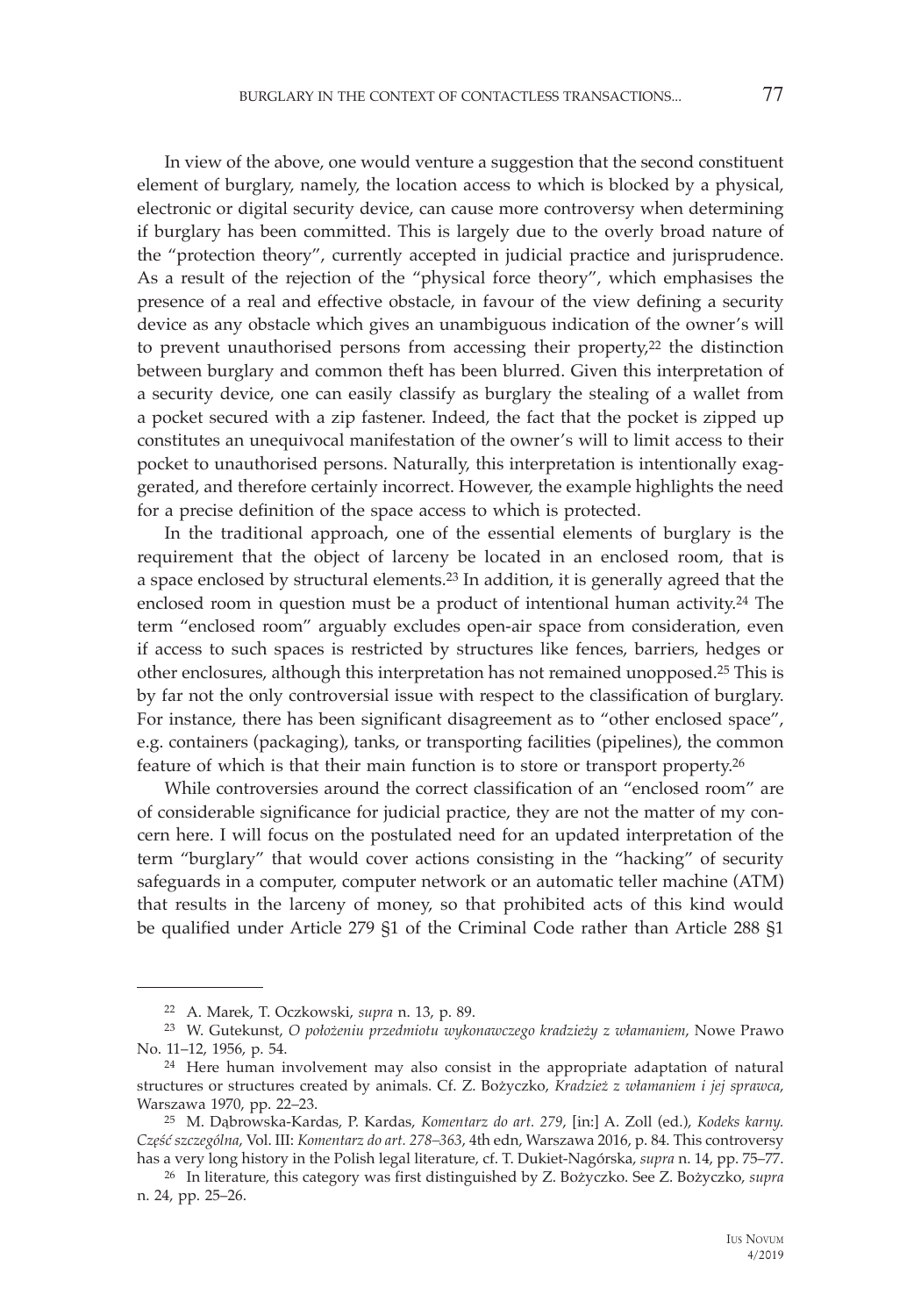In view of the above, one would venture a suggestion that the second constituent element of burglary, namely, the location access to which is blocked by a physical, electronic or digital security device, can cause more controversy when determining if burglary has been committed. This is largely due to the overly broad nature of the "protection theory", currently accepted in judicial practice and jurisprudence. As a result of the rejection of the "physical force theory", which emphasises the presence of a real and effective obstacle, in favour of the view defining a security device as any obstacle which gives an unambiguous indication of the owner's will to prevent unauthorised persons from accessing their property,[22] the distinction between burglary and common theft has been blurred. Given this interpretation of a security device, one can easily classify as burglary the stealing of a wallet from a pocket secured with a zip fastener. Indeed, the fact that the pocket is zipped up constitutes an unequivocal manifestation of the owner's will to limit access to their pocket to unauthorised persons. Naturally, this interpretation is intentionally exaggerated, and therefore certainly incorrect. However, the example highlights the need for a precise definition of the space access to which is protected.

In the traditional approach, one of the essential elements of burglary is the requirement that the object of larceny be located in an enclosed room, that is a space enclosed by structural elements.[23] In addition, it is generally agreed that the enclosed room in question must be a product of intentional human activity.[24] The term "enclosed room" arguably excludes open-air space from consideration, even if access to such spaces is restricted by structures like fences, barriers, hedges or other enclosures, although this interpretation has not remained unopposed.[25] This is by far not the only controversial issue with respect to the classification of burglary. For instance, there has been significant disagreement as to "other enclosed space", e.g. containers (packaging), tanks, or transporting facilities (pipelines), the common feature of which is that their main function is to store or transport property.[26]

While controversies around the correct classification of an "enclosed room" are of considerable significance for judicial practice, they are not the matter of my concern here. I will focus on the postulated need for an updated interpretation of the term "burglary" that would cover actions consisting in the "hacking" of security safeguards in a computer, computer network or an automatic teller machine (ATM) that results in the larceny of money, so that prohibited acts of this kind would be qualified under Article 279 §1 of the Criminal Code rather than Article 288 §1

---

[22] A. Marek, T. Oczkowski, *supra* n. 13, p. 89.

[23] W. Gutekunst, *O położeniu przedmiotu wykonawczego kradzieży z włamaniem*, Nowe Prawo No. 11–12, 1956, p. 54.

[24] Here human involvement may also consist in the appropriate adaptation of natural structures or structures created by animals. Cf. Z. Bożyczko, *Kradzież z włamaniem i jej sprawca*, Warszawa 1970, pp. 22–23.

[25] M. Dąbrowska-Kardas, P. Kardas, *Komentarz do art. 279*, [in:] A. Zoll (ed.), *Kodeks karny. Część szczególna*, Vol. III: *Komentarz do art. 278–363*, 4th edn, Warszawa 2016, p. 84. This controversy has a very long history in the Polish legal literature, cf. T. Dukiet-Nagórska, *supra* n. 14, pp. 75–77.

[26] In literature, this category was first distinguished by Z. Bożyczko. See Z. Bożyczko, *supra* n. 24, pp. 25–26.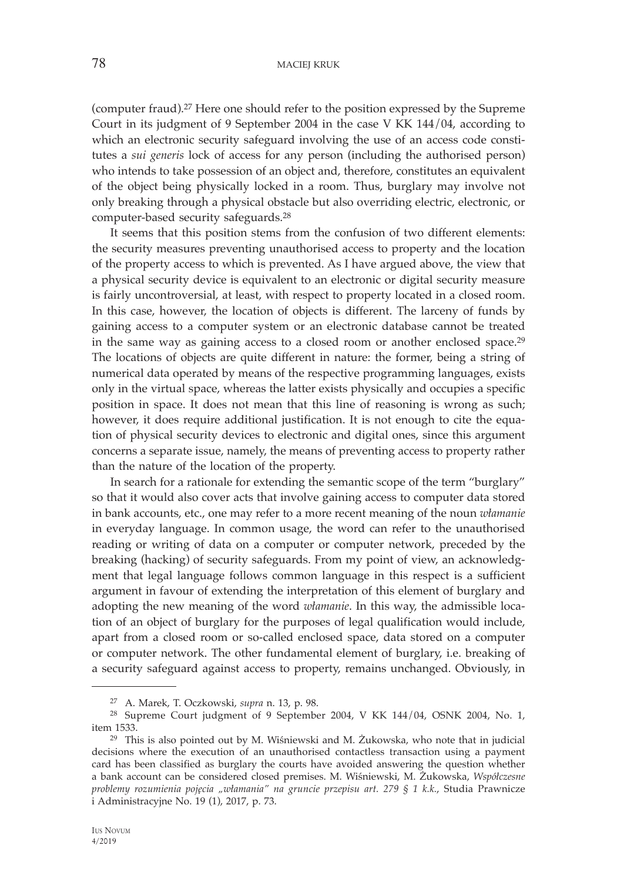(computer fraud).[27] Here one should refer to the position expressed by the Supreme Court in its judgment of 9 September 2004 in the case V KK 144/04, according to which an electronic security safeguard involving the use of an access code constitutes a *sui generis* lock of access for any person (including the authorised person) who intends to take possession of an object and, therefore, constitutes an equivalent of the object being physically locked in a room. Thus, burglary may involve not only breaking through a physical obstacle but also overriding electric, electronic, or computer-based security safeguards.[28]

It seems that this position stems from the confusion of two different elements: the security measures preventing unauthorised access to property and the location of the property access to which is prevented. As I have argued above, the view that a physical security device is equivalent to an electronic or digital security measure is fairly uncontroversial, at least, with respect to property located in a closed room. In this case, however, the location of objects is different. The larceny of funds by gaining access to a computer system or an electronic database cannot be treated in the same way as gaining access to a closed room or another enclosed space.[29] The locations of objects are quite different in nature: the former, being a string of numerical data operated by means of the respective programming languages, exists only in the virtual space, whereas the latter exists physically and occupies a specific position in space. It does not mean that this line of reasoning is wrong as such; however, it does require additional justification. It is not enough to cite the equation of physical security devices to electronic and digital ones, since this argument concerns a separate issue, namely, the means of preventing access to property rather than the nature of the location of the property.

In search for a rationale for extending the semantic scope of the term "burglary" so that it would also cover acts that involve gaining access to computer data stored in bank accounts, etc., one may refer to a more recent meaning of the noun *włamanie* in everyday language. In common usage, the word can refer to the unauthorised reading or writing of data on a computer or computer network, preceded by the breaking (hacking) of security safeguards. From my point of view, an acknowledgment that legal language follows common language in this respect is a sufficient argument in favour of extending the interpretation of this element of burglary and adopting the new meaning of the word *włamanie*. In this way, the admissible location of an object of burglary for the purposes of legal qualification would include, apart from a closed room or so-called enclosed space, data stored on a computer or computer network. The other fundamental element of burglary, i.e. breaking of a security safeguard against access to property, remains unchanged. Obviously, in

---

[27] A. Marek, T. Oczkowski, *supra* n. 13, p. 98.

[28] Supreme Court judgment of 9 September 2004, V KK 144/04, OSNK 2004, No. 1, item 1533.

[29] This is also pointed out by M. Wiśniewski and M. Żukowska, who note that in judicial decisions where the execution of an unauthorised contactless transaction using a payment card has been classified as burglary the courts have avoided answering the question whether a bank account can be considered closed premises. M. Wiśniewski, M. Żukowska, *Współczesne problemy rozumienia pojęcia „włamania" na gruncie przepisu art. 279 § 1 k.k.*, Studia Prawnicze i Administracyjne No. 19 (1), 2017, p. 73.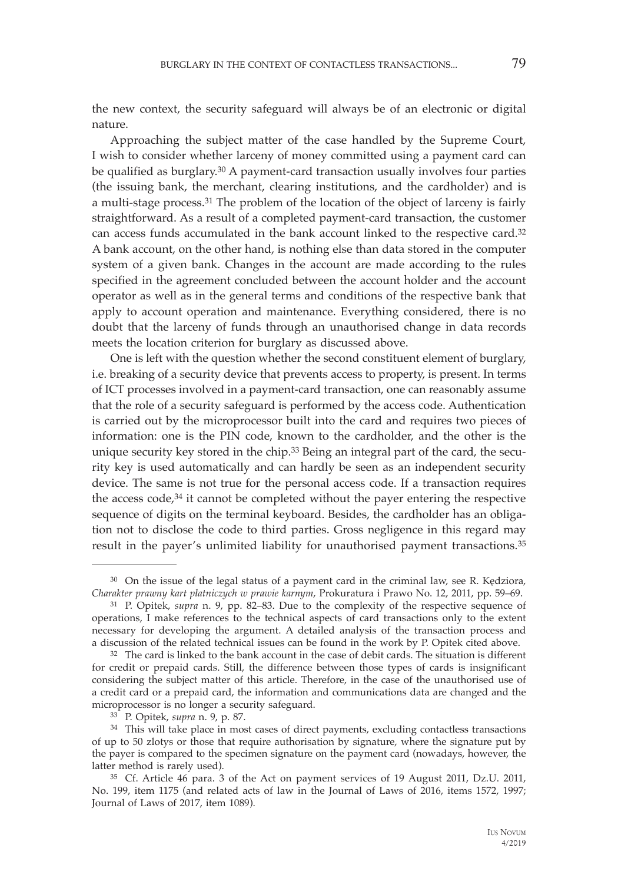the new context, the security safeguard will always be of an electronic or digital nature.

Approaching the subject matter of the case handled by the Supreme Court, I wish to consider whether larceny of money committed using a payment card can be qualified as burglary.[30] A payment-card transaction usually involves four parties (the issuing bank, the merchant, clearing institutions, and the cardholder) and is a multi-stage process.[31] The problem of the location of the object of larceny is fairly straightforward. As a result of a completed payment-card transaction, the customer can access funds accumulated in the bank account linked to the respective card.[32] A bank account, on the other hand, is nothing else than data stored in the computer system of a given bank. Changes in the account are made according to the rules specified in the agreement concluded between the account holder and the account operator as well as in the general terms and conditions of the respective bank that apply to account operation and maintenance. Everything considered, there is no doubt that the larceny of funds through an unauthorised change in data records meets the location criterion for burglary as discussed above.

One is left with the question whether the second constituent element of burglary, i.e. breaking of a security device that prevents access to property, is present. In terms of ICT processes involved in a payment-card transaction, one can reasonably assume that the role of a security safeguard is performed by the access code. Authentication is carried out by the microprocessor built into the card and requires two pieces of information: one is the PIN code, known to the cardholder, and the other is the unique security key stored in the chip.[33] Being an integral part of the card, the security key is used automatically and can hardly be seen as an independent security device. The same is not true for the personal access code. If a transaction requires the access code,[34] it cannot be completed without the payer entering the respective sequence of digits on the terminal keyboard. Besides, the cardholder has an obligation not to disclose the code to third parties. Gross negligence in this regard may result in the payer's unlimited liability for unauthorised payment transactions.[35]

---

[30] On the issue of the legal status of a payment card in the criminal law, see R. Kędziora, *Charakter prawny kart płatniczych w prawie karnym*, Prokuratura i Prawo No. 12, 2011, pp. 59–69.

[31] P. Opitek, *supra* n. 9, pp. 82–83. Due to the complexity of the respective sequence of operations, I make references to the technical aspects of card transactions only to the extent necessary for developing the argument. A detailed analysis of the transaction process and a discussion of the related technical issues can be found in the work by P. Opitek cited above.

[32] The card is linked to the bank account in the case of debit cards. The situation is different for credit or prepaid cards. Still, the difference between those types of cards is insignificant considering the subject matter of this article. Therefore, in the case of the unauthorised use of a credit card or a prepaid card, the information and communications data are changed and the microprocessor is no longer a security safeguard.

[33] P. Opitek, *supra* n. 9, p. 87.

[34] This will take place in most cases of direct payments, excluding contactless transactions of up to 50 zlotys or those that require authorisation by signature, where the signature put by the payer is compared to the specimen signature on the payment card (nowadays, however, the latter method is rarely used).

[35] Cf. Article 46 para. 3 of the Act on payment services of 19 August 2011, Dz.U. 2011, No. 199, item 1175 (and related acts of law in the Journal of Laws of 2016, items 1572, 1997; Journal of Laws of 2017, item 1089).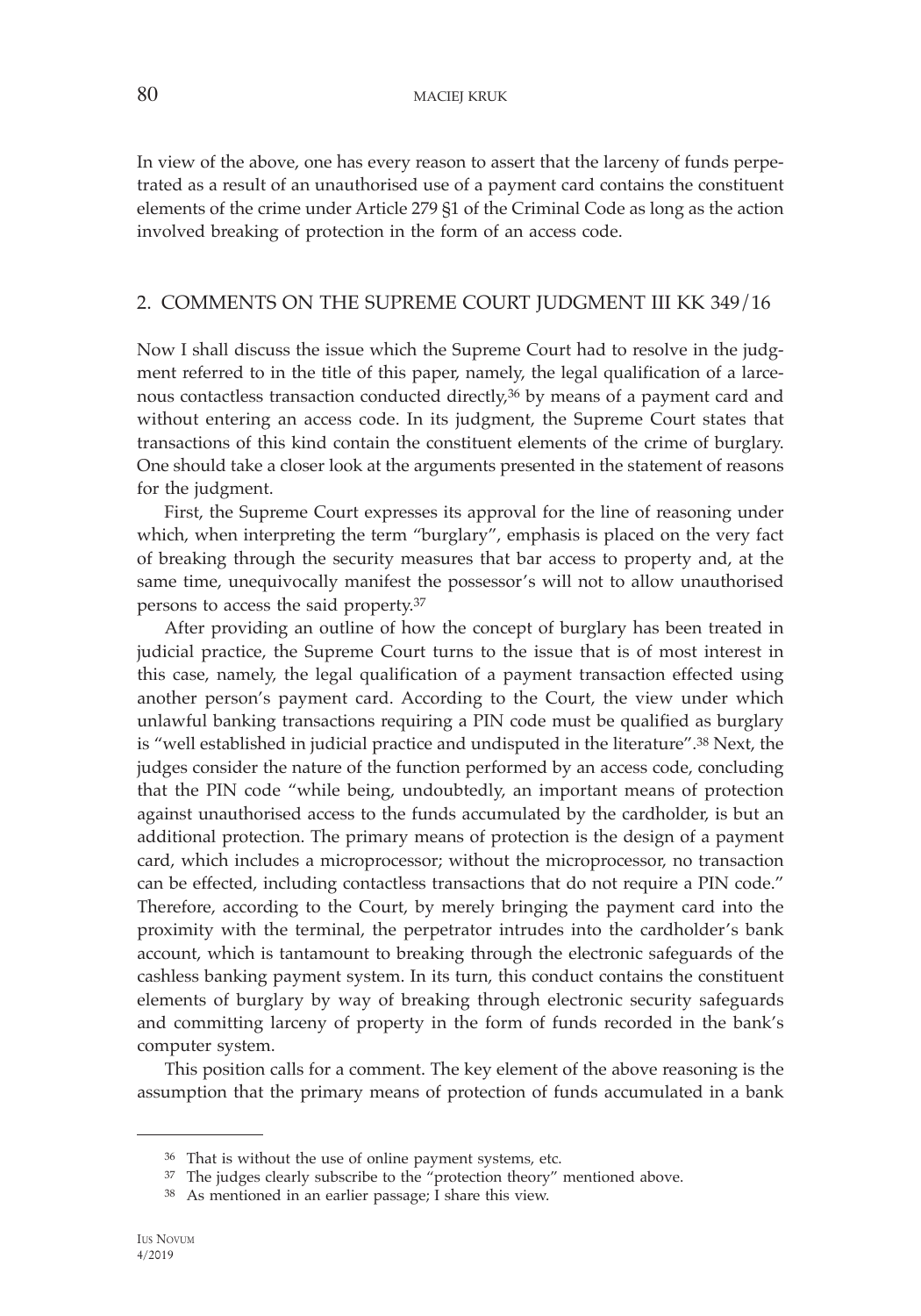In view of the above, one has every reason to assert that the larceny of funds perpetrated as a result of an unauthorised use of a payment card contains the constituent elements of the crime under Article 279 §1 of the Criminal Code as long as the action involved breaking of protection in the form of an access code.

## 2. COMMENTS ON THE SUPREME COURT JUDGMENT III KK 349/16

Now I shall discuss the issue which the Supreme Court had to resolve in the judgment referred to in the title of this paper, namely, the legal qualification of a larcenous contactless transaction conducted directly,[36] by means of a payment card and without entering an access code. In its judgment, the Supreme Court states that transactions of this kind contain the constituent elements of the crime of burglary. One should take a closer look at the arguments presented in the statement of reasons for the judgment.

First, the Supreme Court expresses its approval for the line of reasoning under which, when interpreting the term "burglary", emphasis is placed on the very fact of breaking through the security measures that bar access to property and, at the same time, unequivocally manifest the possessor's will not to allow unauthorised persons to access the said property.[37]

After providing an outline of how the concept of burglary has been treated in judicial practice, the Supreme Court turns to the issue that is of most interest in this case, namely, the legal qualification of a payment transaction effected using another person's payment card. According to the Court, the view under which unlawful banking transactions requiring a PIN code must be qualified as burglary is "well established in judicial practice and undisputed in the literature".[38] Next, the judges consider the nature of the function performed by an access code, concluding that the PIN code "while being, undoubtedly, an important means of protection against unauthorised access to the funds accumulated by the cardholder, is but an additional protection. The primary means of protection is the design of a payment card, which includes a microprocessor; without the microprocessor, no transaction can be effected, including contactless transactions that do not require a PIN code." Therefore, according to the Court, by merely bringing the payment card into the proximity with the terminal, the perpetrator intrudes into the cardholder's bank account, which is tantamount to breaking through the electronic safeguards of the cashless banking payment system. In its turn, this conduct contains the constituent elements of burglary by way of breaking through electronic security safeguards and committing larceny of property in the form of funds recorded in the bank's computer system.

This position calls for a comment. The key element of the above reasoning is the assumption that the primary means of protection of funds accumulated in a bank

---

[36] That is without the use of online payment systems, etc.

[37] The judges clearly subscribe to the "protection theory" mentioned above.

[38] As mentioned in an earlier passage; I share this view.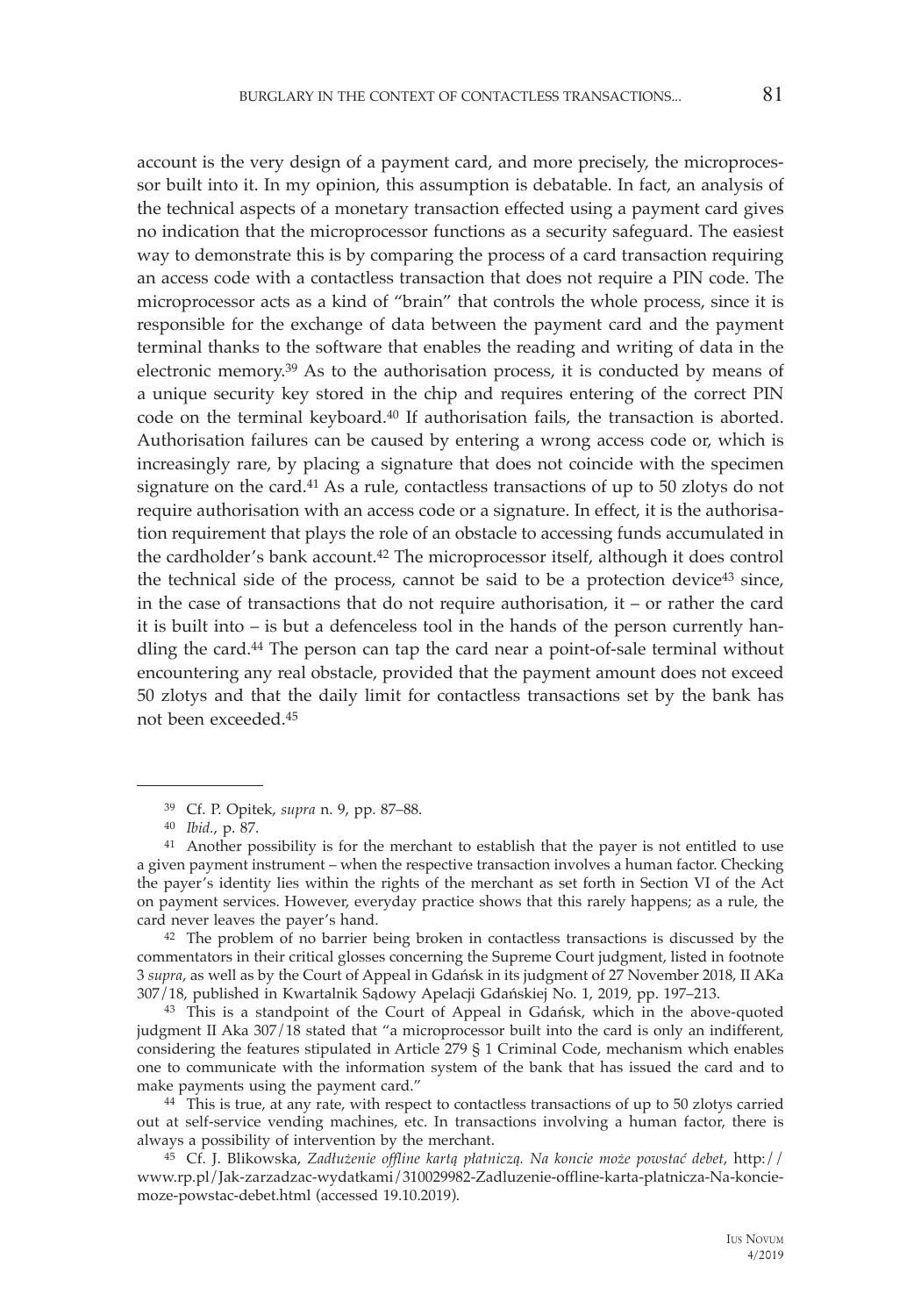account is the very design of a payment card, and more precisely, the microprocessor built into it. In my opinion, this assumption is debatable. In fact, an analysis of the technical aspects of a monetary transaction effected using a payment card gives no indication that the microprocessor functions as a security safeguard. The easiest way to demonstrate this is by comparing the process of a card transaction requiring an access code with a contactless transaction that does not require a PIN code. The microprocessor acts as a kind of "brain" that controls the whole process, since it is responsible for the exchange of data between the payment card and the payment terminal thanks to the software that enables the reading and writing of data in the electronic memory.[39] As to the authorisation process, it is conducted by means of a unique security key stored in the chip and requires entering of the correct PIN code on the terminal keyboard.[40] If authorisation fails, the transaction is aborted. Authorisation failures can be caused by entering a wrong access code or, which is increasingly rare, by placing a signature that does not coincide with the specimen signature on the card.[41] As a rule, contactless transactions of up to 50 zlotys do not require authorisation with an access code or a signature. In effect, it is the authorisation requirement that plays the role of an obstacle to accessing funds accumulated in the cardholder's bank account.[42] The microprocessor itself, although it does control the technical side of the process, cannot be said to be a protection device[43] since, in the case of transactions that do not require authorisation, it – or rather the card it is built into – is but a defenceless tool in the hands of the person currently handling the card.[44] The person can tap the card near a point-of-sale terminal without encountering any real obstacle, provided that the payment amount does not exceed 50 zlotys and that the daily limit for contactless transactions set by the bank has not been exceeded.[45]

---

[39] Cf. P. Opitek, *supra* n. 9, pp. 87–88.

[40] *Ibid.*, p. 87.

[41] Another possibility is for the merchant to establish that the payer is not entitled to use a given payment instrument – when the respective transaction involves a human factor. Checking the payer's identity lies within the rights of the merchant as set forth in Section VI of the Act on payment services. However, everyday practice shows that this rarely happens; as a rule, the card never leaves the payer's hand.

[42] The problem of no barrier being broken in contactless transactions is discussed by the commentators in their critical glosses concerning the Supreme Court judgment, listed in footnote 3 *supra*, as well as by the Court of Appeal in Gdańsk in its judgment of 27 November 2018, II AKa 307/18, published in Kwartalnik Sądowy Apelacji Gdańskiej No. 1, 2019, pp. 197–213.

[43] This is a standpoint of the Court of Appeal in Gdańsk, which in the above-quoted judgment II Aka 307/18 stated that "a microprocessor built into the card is only an indifferent, considering the features stipulated in Article 279 § 1 Criminal Code, mechanism which enables one to communicate with the information system of the bank that has issued the card and to make payments using the payment card."

[44] This is true, at any rate, with respect to contactless transactions of up to 50 zlotys carried out at self-service vending machines, etc. In transactions involving a human factor, there is always a possibility of intervention by the merchant.

[45] Cf. J. Blikowska, *Zadłużenie offline kartą płatniczą. Na koncie może powstać debet*, http://www.rp.pl/Jak-zarzadzac-wydatkami/310029982-Zadluzenie-offline-karta-platnicza-Na-koncie-moze-powstac-debet.html (accessed 19.10.2019).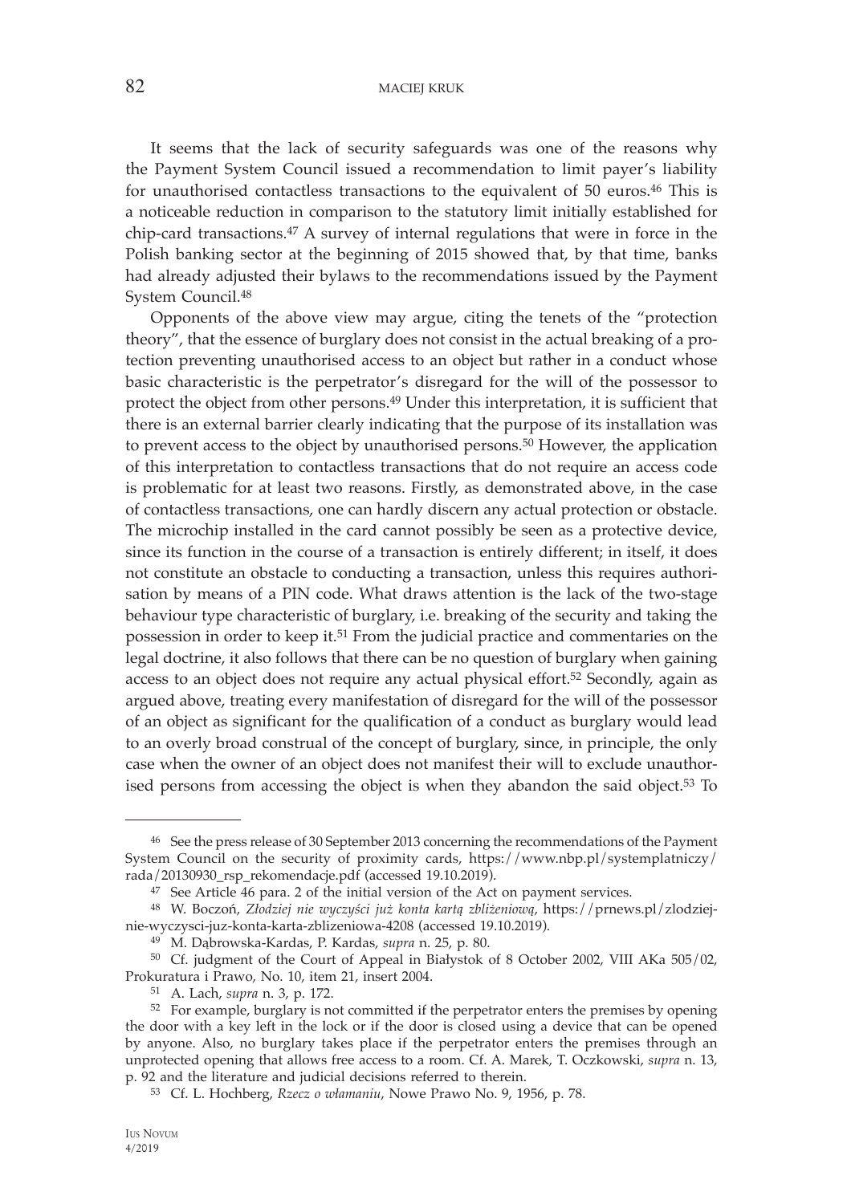It seems that the lack of security safeguards was one of the reasons why the Payment System Council issued a recommendation to limit payer's liability for unauthorised contactless transactions to the equivalent of 50 euros.[46] This is a noticeable reduction in comparison to the statutory limit initially established for chip-card transactions.[47] A survey of internal regulations that were in force in the Polish banking sector at the beginning of 2015 showed that, by that time, banks had already adjusted their bylaws to the recommendations issued by the Payment System Council.[48]

Opponents of the above view may argue, citing the tenets of the "protection theory", that the essence of burglary does not consist in the actual breaking of a protection preventing unauthorised access to an object but rather in a conduct whose basic characteristic is the perpetrator's disregard for the will of the possessor to protect the object from other persons.[49] Under this interpretation, it is sufficient that there is an external barrier clearly indicating that the purpose of its installation was to prevent access to the object by unauthorised persons.[50] However, the application of this interpretation to contactless transactions that do not require an access code is problematic for at least two reasons. Firstly, as demonstrated above, in the case of contactless transactions, one can hardly discern any actual protection or obstacle. The microchip installed in the card cannot possibly be seen as a protective device, since its function in the course of a transaction is entirely different; in itself, it does not constitute an obstacle to conducting a transaction, unless this requires authorisation by means of a PIN code. What draws attention is the lack of the two-stage behaviour type characteristic of burglary, i.e. breaking of the security and taking the possession in order to keep it.[51] From the judicial practice and commentaries on the legal doctrine, it also follows that there can be no question of burglary when gaining access to an object does not require any actual physical effort.[52] Secondly, again as argued above, treating every manifestation of disregard for the will of the possessor of an object as significant for the qualification of a conduct as burglary would lead to an overly broad construal of the concept of burglary, since, in principle, the only case when the owner of an object does not manifest their will to exclude unauthorised persons from accessing the object is when they abandon the said object.[53] To

---

[46] See the press release of 30 September 2013 concerning the recommendations of the Payment System Council on the security of proximity cards, https://www.nbp.pl/systemplatniczy/rada/20130930_rsp_rekomendacje.pdf (accessed 19.10.2019).

[47] See Article 46 para. 2 of the initial version of the Act on payment services.

[48] W. Boczoń, *Złodziej nie wyczyści już konta kartą zbliżeniową*, https://prnews.pl/zlodziej-nie-wyczysci-juz-konta-karta-zblizeniowa-4208 (accessed 19.10.2019).

[49] M. Dąbrowska-Kardas, P. Kardas, *supra* n. 25, p. 80.

[50] Cf. judgment of the Court of Appeal in Białystok of 8 October 2002, VIII AKa 505/02, Prokuratura i Prawo, No. 10, item 21, insert 2004.

[51] A. Lach, *supra* n. 3, p. 172.

[52] For example, burglary is not committed if the perpetrator enters the premises by opening the door with a key left in the lock or if the door is closed using a device that can be opened by anyone. Also, no burglary takes place if the perpetrator enters the premises through an unprotected opening that allows free access to a room. Cf. A. Marek, T. Oczkowski, *supra* n. 13, p. 92 and the literature and judicial decisions referred to therein.

[53] Cf. L. Hochberg, *Rzecz o włamaniu*, Nowe Prawo No. 9, 1956, p. 78.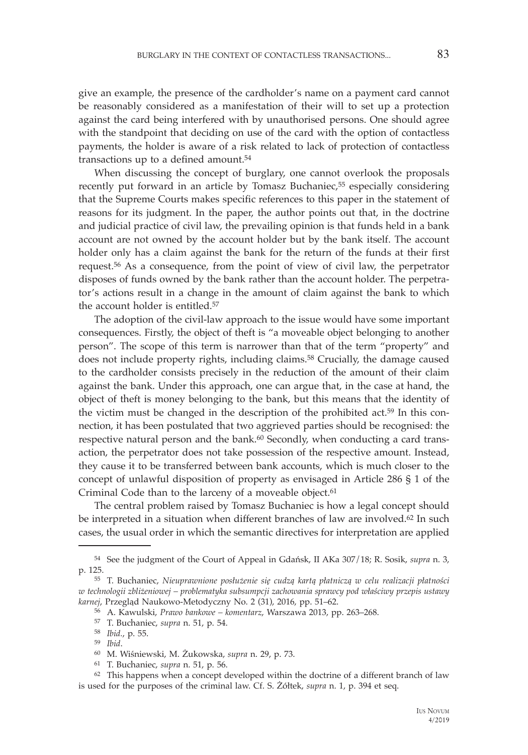give an example, the presence of the cardholder's name on a payment card cannot be reasonably considered as a manifestation of their will to set up a protection against the card being interfered with by unauthorised persons. One should agree with the standpoint that deciding on use of the card with the option of contactless payments, the holder is aware of a risk related to lack of protection of contactless transactions up to a defined amount.[54]

When discussing the concept of burglary, one cannot overlook the proposals recently put forward in an article by Tomasz Buchaniec,[55] especially considering that the Supreme Courts makes specific references to this paper in the statement of reasons for its judgment. In the paper, the author points out that, in the doctrine and judicial practice of civil law, the prevailing opinion is that funds held in a bank account are not owned by the account holder but by the bank itself. The account holder only has a claim against the bank for the return of the funds at their first request.[56] As a consequence, from the point of view of civil law, the perpetrator disposes of funds owned by the bank rather than the account holder. The perpetrator's actions result in a change in the amount of claim against the bank to which the account holder is entitled.[57]

The adoption of the civil-law approach to the issue would have some important consequences. Firstly, the object of theft is "a moveable object belonging to another person". The scope of this term is narrower than that of the term "property" and does not include property rights, including claims.[58] Crucially, the damage caused to the cardholder consists precisely in the reduction of the amount of their claim against the bank. Under this approach, one can argue that, in the case at hand, the object of theft is money belonging to the bank, but this means that the identity of the victim must be changed in the description of the prohibited act.[59] In this connection, it has been postulated that two aggrieved parties should be recognised: the respective natural person and the bank.[60] Secondly, when conducting a card transaction, the perpetrator does not take possession of the respective amount. Instead, they cause it to be transferred between bank accounts, which is much closer to the concept of unlawful disposition of property as envisaged in Article 286 § 1 of the Criminal Code than to the larceny of a moveable object.[61]

The central problem raised by Tomasz Buchaniec is how a legal concept should be interpreted in a situation when different branches of law are involved.[62] In such cases, the usual order in which the semantic directives for interpretation are applied

---

[54] See the judgment of the Court of Appeal in Gdańsk, II AKa 307/18; R. Sosik, *supra* n. 3, p. 125.

[55] T. Buchaniec, *Nieuprawnione posłużenie się cudzą kartą płatniczą w celu realizacji płatności w technologii zbliżeniowej – problematyka subsumpcji zachowania sprawcy pod właściwy przepis ustawy karnej*, Przegląd Naukowo-Metodyczny No. 2 (31), 2016, pp. 51–62.

[56] A. Kawulski, *Prawo bankowe – komentarz*, Warszawa 2013, pp. 263–268.

[57] T. Buchaniec, *supra* n. 51, p. 54.

[58] *Ibid.*, p. 55.

[59] *Ibid*.

[60] M. Wiśniewski, M. Żukowska, *supra* n. 29, p. 73.

[61] T. Buchaniec, *supra* n. 51, p. 56.

[62] This happens when a concept developed within the doctrine of a different branch of law is used for the purposes of the criminal law. Cf. S. Żółtek, *supra* n. 1, p. 394 et seq.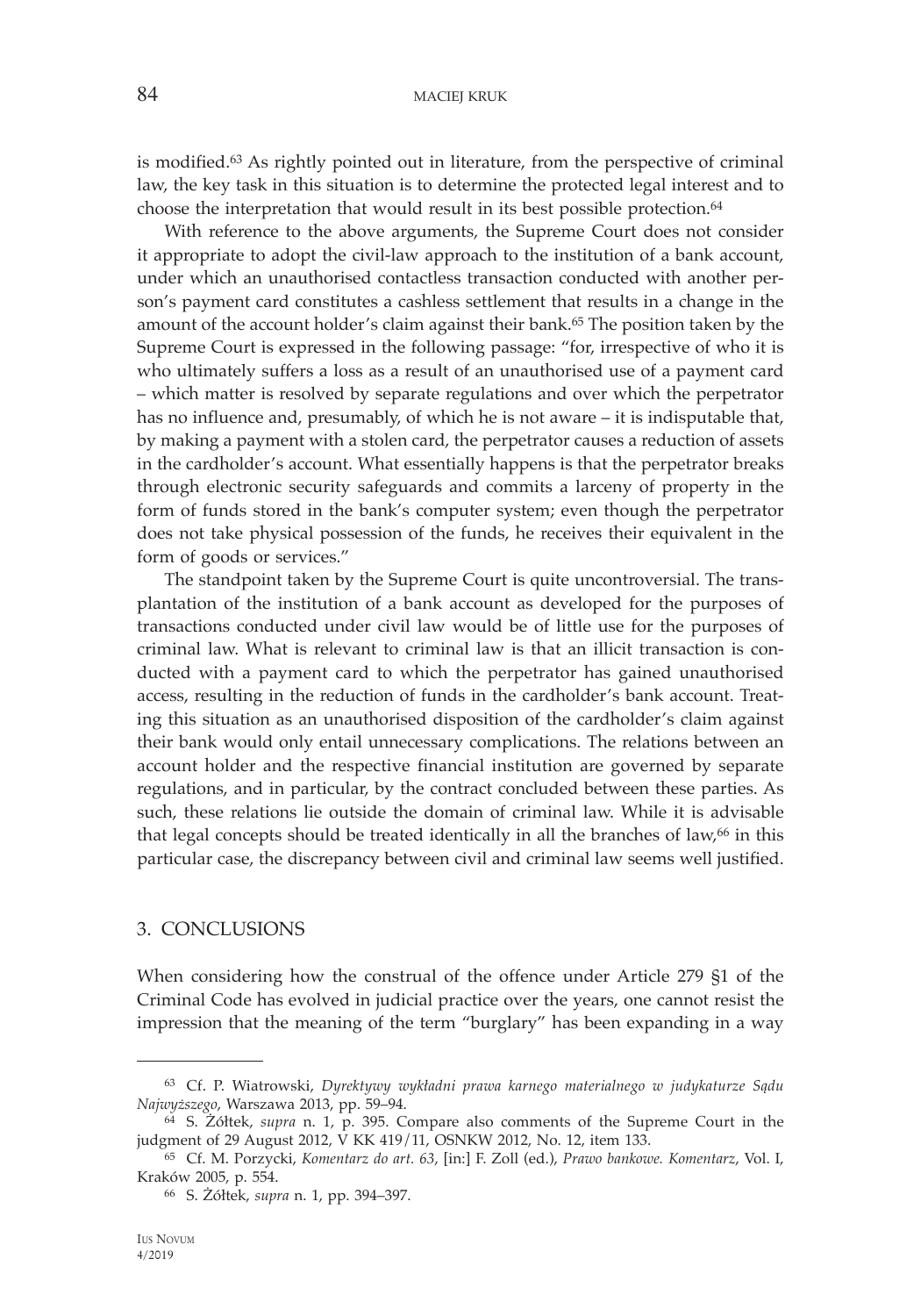is modified.[63] As rightly pointed out in literature, from the perspective of criminal law, the key task in this situation is to determine the protected legal interest and to choose the interpretation that would result in its best possible protection.[64]

With reference to the above arguments, the Supreme Court does not consider it appropriate to adopt the civil-law approach to the institution of a bank account, under which an unauthorised contactless transaction conducted with another person's payment card constitutes a cashless settlement that results in a change in the amount of the account holder's claim against their bank.[65] The position taken by the Supreme Court is expressed in the following passage: "for, irrespective of who it is who ultimately suffers a loss as a result of an unauthorised use of a payment card – which matter is resolved by separate regulations and over which the perpetrator has no influence and, presumably, of which he is not aware – it is indisputable that, by making a payment with a stolen card, the perpetrator causes a reduction of assets in the cardholder's account. What essentially happens is that the perpetrator breaks through electronic security safeguards and commits a larceny of property in the form of funds stored in the bank's computer system; even though the perpetrator does not take physical possession of the funds, he receives their equivalent in the form of goods or services."

The standpoint taken by the Supreme Court is quite uncontroversial. The transplantation of the institution of a bank account as developed for the purposes of transactions conducted under civil law would be of little use for the purposes of criminal law. What is relevant to criminal law is that an illicit transaction is conducted with a payment card to which the perpetrator has gained unauthorised access, resulting in the reduction of funds in the cardholder's bank account. Treating this situation as an unauthorised disposition of the cardholder's claim against their bank would only entail unnecessary complications. The relations between an account holder and the respective financial institution are governed by separate regulations, and in particular, by the contract concluded between these parties. As such, these relations lie outside the domain of criminal law. While it is advisable that legal concepts should be treated identically in all the branches of law,[66] in this particular case, the discrepancy between civil and criminal law seems well justified.

## 3. CONCLUSIONS

When considering how the construal of the offence under Article 279 §1 of the Criminal Code has evolved in judicial practice over the years, one cannot resist the impression that the meaning of the term "burglary" has been expanding in a way

---

[63] Cf. P. Wiatrowski, *Dyrektywy wykładni prawa karnego materialnego w judykaturze Sądu Najwyższego*, Warszawa 2013, pp. 59–94.

[64] S. Żółtek, *supra* n. 1, p. 395. Compare also comments of the Supreme Court in the judgment of 29 August 2012, V KK 419/11, OSNKW 2012, No. 12, item 133.

[65] Cf. M. Porzycki, *Komentarz do art. 63*, [in:] F. Zoll (ed.), *Prawo bankowe. Komentarz*, Vol. I, Kraków 2005, p. 554.

[66] S. Żółtek, *supra* n. 1, pp. 394–397.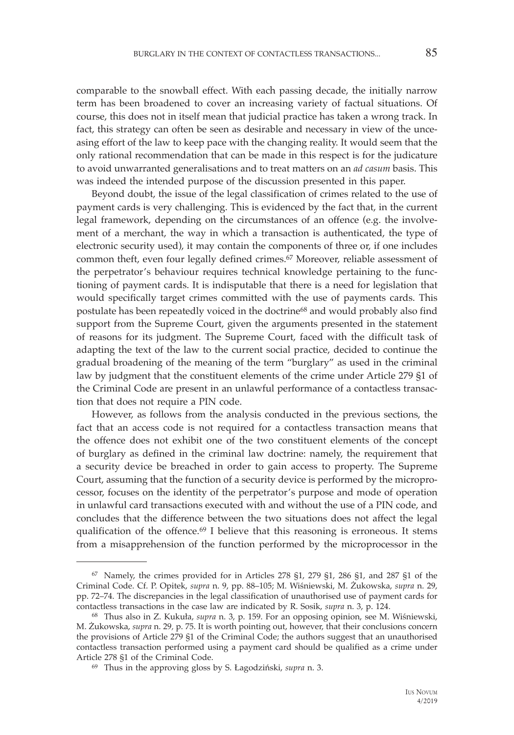comparable to the snowball effect. With each passing decade, the initially narrow term has been broadened to cover an increasing variety of factual situations. Of course, this does not in itself mean that judicial practice has taken a wrong track. In fact, this strategy can often be seen as desirable and necessary in view of the unceasing effort of the law to keep pace with the changing reality. It would seem that the only rational recommendation that can be made in this respect is for the judicature to avoid unwarranted generalisations and to treat matters on an *ad casum* basis. This was indeed the intended purpose of the discussion presented in this paper.

Beyond doubt, the issue of the legal classification of crimes related to the use of payment cards is very challenging. This is evidenced by the fact that, in the current legal framework, depending on the circumstances of an offence (e.g. the involvement of a merchant, the way in which a transaction is authenticated, the type of electronic security used), it may contain the components of three or, if one includes common theft, even four legally defined crimes.[67] Moreover, reliable assessment of the perpetrator's behaviour requires technical knowledge pertaining to the functioning of payment cards. It is indisputable that there is a need for legislation that would specifically target crimes committed with the use of payments cards. This postulate has been repeatedly voiced in the doctrine[68] and would probably also find support from the Supreme Court, given the arguments presented in the statement of reasons for its judgment. The Supreme Court, faced with the difficult task of adapting the text of the law to the current social practice, decided to continue the gradual broadening of the meaning of the term "burglary" as used in the criminal law by judgment that the constituent elements of the crime under Article 279 §1 of the Criminal Code are present in an unlawful performance of a contactless transaction that does not require a PIN code.

However, as follows from the analysis conducted in the previous sections, the fact that an access code is not required for a contactless transaction means that the offence does not exhibit one of the two constituent elements of the concept of burglary as defined in the criminal law doctrine: namely, the requirement that a security device be breached in order to gain access to property. The Supreme Court, assuming that the function of a security device is performed by the microprocessor, focuses on the identity of the perpetrator's purpose and mode of operation in unlawful card transactions executed with and without the use of a PIN code, and concludes that the difference between the two situations does not affect the legal qualification of the offence.[69] I believe that this reasoning is erroneous. It stems from a misapprehension of the function performed by the microprocessor in the

---

[67] Namely, the crimes provided for in Articles 278 §1, 279 §1, 286 §1, and 287 §1 of the Criminal Code. Cf. P. Opitek, *supra* n. 9, pp. 88–105; M. Wiśniewski, M. Żukowska, *supra* n. 29, pp. 72–74. The discrepancies in the legal classification of unauthorised use of payment cards for contactless transactions in the case law are indicated by R. Sosik, *supra* n. 3, p. 124.

[68] Thus also in Z. Kukuła, *supra* n. 3, p. 159. For an opposing opinion, see M. Wiśniewski, M. Żukowska, *supra* n. 29, p. 75. It is worth pointing out, however, that their conclusions concern the provisions of Article 279 §1 of the Criminal Code; the authors suggest that an unauthorised contactless transaction performed using a payment card should be qualified as a crime under Article 278 §1 of the Criminal Code.

[69] Thus in the approving gloss by S. Łagodziński, *supra* n. 3.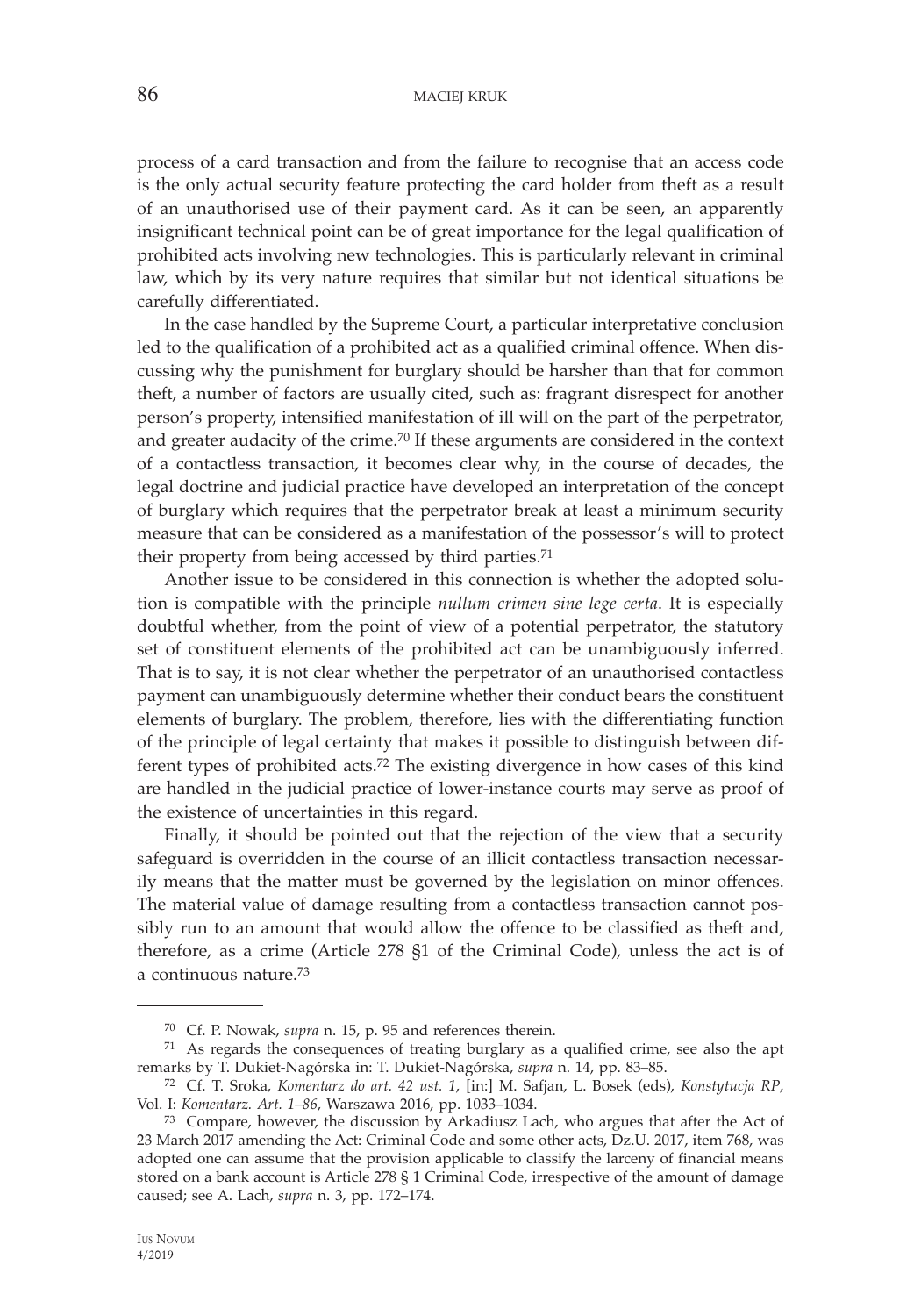process of a card transaction and from the failure to recognise that an access code is the only actual security feature protecting the card holder from theft as a result of an unauthorised use of their payment card. As it can be seen, an apparently insignificant technical point can be of great importance for the legal qualification of prohibited acts involving new technologies. This is particularly relevant in criminal law, which by its very nature requires that similar but not identical situations be carefully differentiated.

In the case handled by the Supreme Court, a particular interpretative conclusion led to the qualification of a prohibited act as a qualified criminal offence. When discussing why the punishment for burglary should be harsher than that for common theft, a number of factors are usually cited, such as: fragrant disrespect for another person's property, intensified manifestation of ill will on the part of the perpetrator, and greater audacity of the crime.[70] If these arguments are considered in the context of a contactless transaction, it becomes clear why, in the course of decades, the legal doctrine and judicial practice have developed an interpretation of the concept of burglary which requires that the perpetrator break at least a minimum security measure that can be considered as a manifestation of the possessor's will to protect their property from being accessed by third parties.[71]

Another issue to be considered in this connection is whether the adopted solution is compatible with the principle *nullum crimen sine lege certa*. It is especially doubtful whether, from the point of view of a potential perpetrator, the statutory set of constituent elements of the prohibited act can be unambiguously inferred. That is to say, it is not clear whether the perpetrator of an unauthorised contactless payment can unambiguously determine whether their conduct bears the constituent elements of burglary. The problem, therefore, lies with the differentiating function of the principle of legal certainty that makes it possible to distinguish between different types of prohibited acts.[72] The existing divergence in how cases of this kind are handled in the judicial practice of lower-instance courts may serve as proof of the existence of uncertainties in this regard.

Finally, it should be pointed out that the rejection of the view that a security safeguard is overridden in the course of an illicit contactless transaction necessarily means that the matter must be governed by the legislation on minor offences. The material value of damage resulting from a contactless transaction cannot possibly run to an amount that would allow the offence to be classified as theft and, therefore, as a crime (Article 278 §1 of the Criminal Code), unless the act is of a continuous nature.[73]

---

[70] Cf. P. Nowak, *supra* n. 15, p. 95 and references therein.

[71] As regards the consequences of treating burglary as a qualified crime, see also the apt remarks by T. Dukiet-Nagórska in: T. Dukiet-Nagórska, *supra* n. 14, pp. 83–85.

[72] Cf. T. Sroka, *Komentarz do art. 42 ust. 1*, [in:] M. Safjan, L. Bosek (eds), *Konstytucja RP*, Vol. I: *Komentarz. Art. 1–86*, Warszawa 2016, pp. 1033–1034.

[73] Compare, however, the discussion by Arkadiusz Lach, who argues that after the Act of 23 March 2017 amending the Act: Criminal Code and some other acts, Dz.U. 2017, item 768, was adopted one can assume that the provision applicable to classify the larceny of financial means stored on a bank account is Article 278 § 1 Criminal Code, irrespective of the amount of damage caused; see A. Lach, *supra* n. 3, pp. 172–174.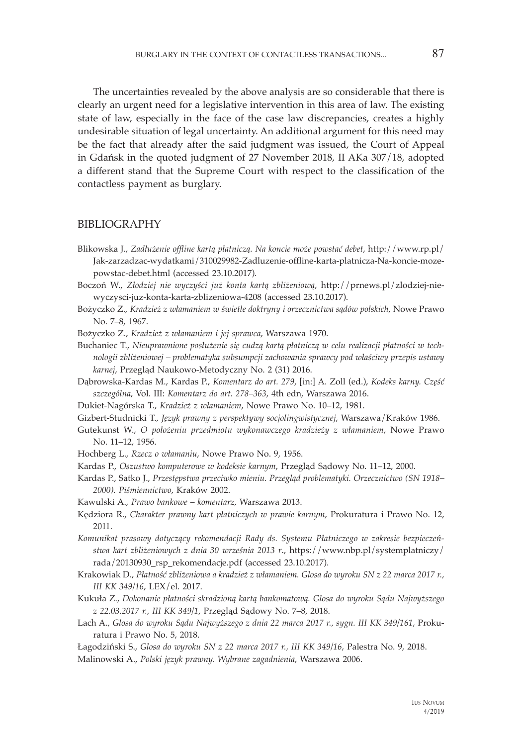The uncertainties revealed by the above analysis are so considerable that there is clearly an urgent need for a legislative intervention in this area of law. The existing state of law, especially in the face of the case law discrepancies, creates a highly undesirable situation of legal uncertainty. An additional argument for this need may be the fact that already after the said judgment was issued, the Court of Appeal in Gdańsk in the quoted judgment of 27 November 2018, II AKa 307/18, adopted a different stand that the Supreme Court with respect to the classification of the contactless payment as burglary.

## BIBLIOGRAPHY

Blikowska J., *Zadłużenie offline kartą płatniczą. Na koncie może powstać debet*, http://www.rp.pl/Jak-zarzadzac-wydatkami/310029982-Zadluzenie-offline-karta-platnicza-Na-koncie-moze-powstac-debet.html (accessed 23.10.2017).

Boczoń W., *Złodziej nie wyczyści już konta kartą zbliżeniową*, http://prnews.pl/zlodziej-nie-wyczysci-juz-konta-karta-zblizeniowa-4208 (accessed 23.10.2017).

Bożyczko Z., *Kradzież z włamaniem w świetle doktryny i orzecznictwa sądów polskich*, Nowe Prawo No. 7–8, 1967.

Bożyczko Z., *Kradzież z włamaniem i jej sprawca*, Warszawa 1970.

Buchaniec T., *Nieuprawnione posłużenie się cudzą kartą płatniczą w celu realizacji płatności w technologii zbliżeniowej – problematyka subsumpcji zachowania sprawcy pod właściwy przepis ustawy karnej*, Przegląd Naukowo-Metodyczny No. 2 (31) 2016.

Dąbrowska-Kardas M., Kardas P., *Komentarz do art. 279*, [in:] A. Zoll (ed.), *Kodeks karny. Część szczególna*, Vol. III: *Komentarz do art. 278–363*, 4th edn, Warszawa 2016.

Dukiet-Nagórska T., *Kradzież z włamaniem*, Nowe Prawo No. 10–12, 1981.

Gizbert-Studnicki T., *Język prawny z perspektywy socjolingwistycznej*, Warszawa/Kraków 1986.

Gutekunst W., *O położeniu przedmiotu wykonawczego kradzieży z włamaniem*, Nowe Prawo No. 11–12, 1956.

Hochberg L., *Rzecz o włamaniu*, Nowe Prawo No. 9, 1956.

Kardas P., *Oszustwo komputerowe w kodeksie karnym*, Przegląd Sądowy No. 11–12, 2000.

Kardas P., Satko J., *Przestępstwa przeciwko mieniu. Przegląd problematyki. Orzecznictwo (SN 1918–2000). Piśmiennictwo*, Kraków 2002.

Kawulski A., *Prawo bankowe – komentarz*, Warszawa 2013.

Kędziora R., *Charakter prawny kart płatniczych w prawie karnym*, Prokuratura i Prawo No. 12, 2011.

*Komunikat prasowy dotyczący rekomendacji Rady ds. Systemu Płatniczego w zakresie bezpieczeństwa kart zbliżeniowych z dnia 30 września 2013 r.*, https://www.nbp.pl/systemplatniczy/rada/20130930_rsp_rekomendacje.pdf (accessed 23.10.2017).

Krakowiak D., *Płatność zbliżeniowa a kradzież z włamaniem. Glosa do wyroku SN z 22 marca 2017 r., III KK 349/16*, LEX/el. 2017.

Kukuła Z., *Dokonanie płatności skradzioną kartą bankomatową. Glosa do wyroku Sądu Najwyższego z 22.03.2017 r., III KK 349/1*, Przegląd Sądowy No. 7–8, 2018.

Lach A., *Glosa do wyroku Sądu Najwyższego z dnia 22 marca 2017 r., sygn. III KK 349/161*, Prokuratura i Prawo No. 5, 2018.

Łagodziński S., *Glosa do wyroku SN z 22 marca 2017 r., III KK 349/16*, Palestra No. 9, 2018.

Malinowski A., *Polski język prawny. Wybrane zagadnienia*, Warszawa 2006.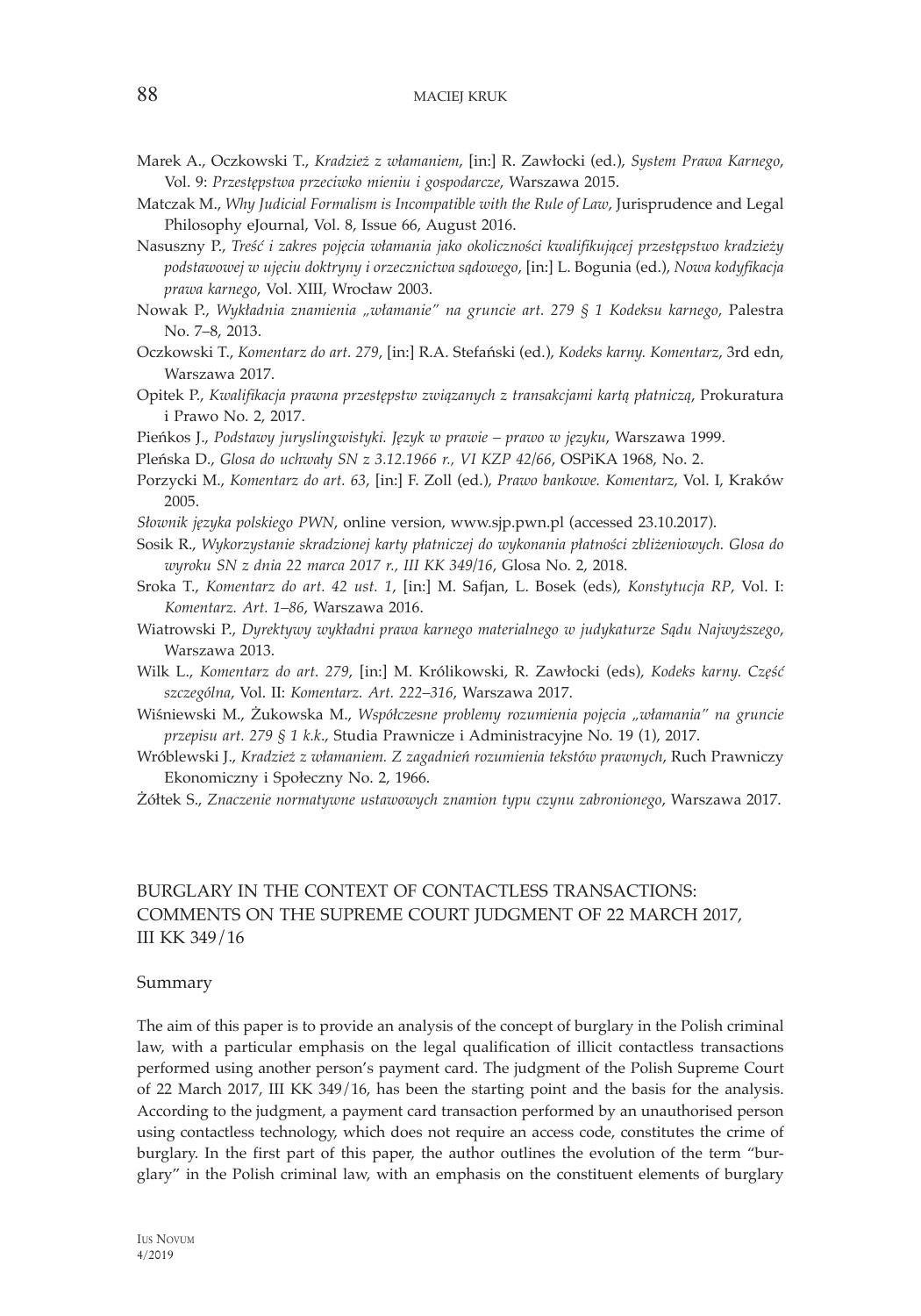Marek A., Oczkowski T., *Kradzież z włamaniem*, [in:] R. Zawłocki (ed.), *System Prawa Karnego*, Vol. 9: *Przestępstwa przeciwko mieniu i gospodarcze*, Warszawa 2015.

Matczak M., *Why Judicial Formalism is Incompatible with the Rule of Law*, Jurisprudence and Legal Philosophy eJournal, Vol. 8, Issue 66, August 2016.

Nasuszny P., *Treść i zakres pojęcia włamania jako okoliczności kwalifikującej przestępstwo kradzieży podstawowej w ujęciu doktryny i orzecznictwa sądowego*, [in:] L. Bogunia (ed.), *Nowa kodyfikacja prawa karnego*, Vol. XIII, Wrocław 2003.

Nowak P., *Wykładnia znamienia „włamanie" na gruncie art. 279 § 1 Kodeksu karnego*, Palestra No. 7–8, 2013.

Oczkowski T., *Komentarz do art. 279*, [in:] R.A. Stefański (ed.), *Kodeks karny. Komentarz*, 3rd edn, Warszawa 2017.

Opitek P., *Kwalifikacja prawna przestępstw związanych z transakcjami kartą płatniczą*, Prokuratura i Prawo No. 2, 2017.

Pieńkos J., *Podstawy juryslingwistyki. Język w prawie – prawo w języku*, Warszawa 1999.

Pleńska D., *Glosa do uchwały SN z 3.12.1966 r., VI KZP 42/66*, OSPiKA 1968, No. 2.

Porzycki M., *Komentarz do art. 63*, [in:] F. Zoll (ed.), *Prawo bankowe. Komentarz*, Vol. I, Kraków 2005.

*Słownik języka polskiego PWN*, online version, www.sjp.pwn.pl (accessed 23.10.2017).

Sosik R., *Wykorzystanie skradzionej karty płatniczej do wykonania płatności zbliżeniowych. Glosa do wyroku SN z dnia 22 marca 2017 r., III KK 349/16*, Glosa No. 2, 2018.

Sroka T., *Komentarz do art. 42 ust. 1*, [in:] M. Safjan, L. Bosek (eds), *Konstytucja RP*, Vol. I: *Komentarz. Art. 1–86*, Warszawa 2016.

Wiatrowski P., *Dyrektywy wykładni prawa karnego materialnego w judykaturze Sądu Najwyższego*, Warszawa 2013.

Wilk L., *Komentarz do art. 279*, [in:] M. Królikowski, R. Zawłocki (eds), *Kodeks karny. Część szczególna*, Vol. II: *Komentarz. Art. 222–316*, Warszawa 2017.

Wiśniewski M., Żukowska M., *Współczesne problemy rozumienia pojęcia „włamania" na gruncie przepisu art. 279 § 1 k.k.*, Studia Prawnicze i Administracyjne No. 19 (1), 2017.

Wróblewski J., *Kradzież z włamaniem. Z zagadnień rozumienia tekstów prawnych*, Ruch Prawniczy Ekonomiczny i Społeczny No. 2, 1966.

Żółtek S., *Znaczenie normatywne ustawowych znamion typu czynu zabronionego*, Warszawa 2017.

## BURGLARY IN THE CONTEXT OF CONTACTLESS TRANSACTIONS: COMMENTS ON THE SUPREME COURT JUDGMENT OF 22 MARCH 2017, III KK 349/16

### Summary

The aim of this paper is to provide an analysis of the concept of burglary in the Polish criminal law, with a particular emphasis on the legal qualification of illicit contactless transactions performed using another person's payment card. The judgment of the Polish Supreme Court of 22 March 2017, III KK 349/16, has been the starting point and the basis for the analysis. According to the judgment, a payment card transaction performed by an unauthorised person using contactless technology, which does not require an access code, constitutes the crime of burglary. In the first part of this paper, the author outlines the evolution of the term "burglary" in the Polish criminal law, with an emphasis on the constituent elements of burglary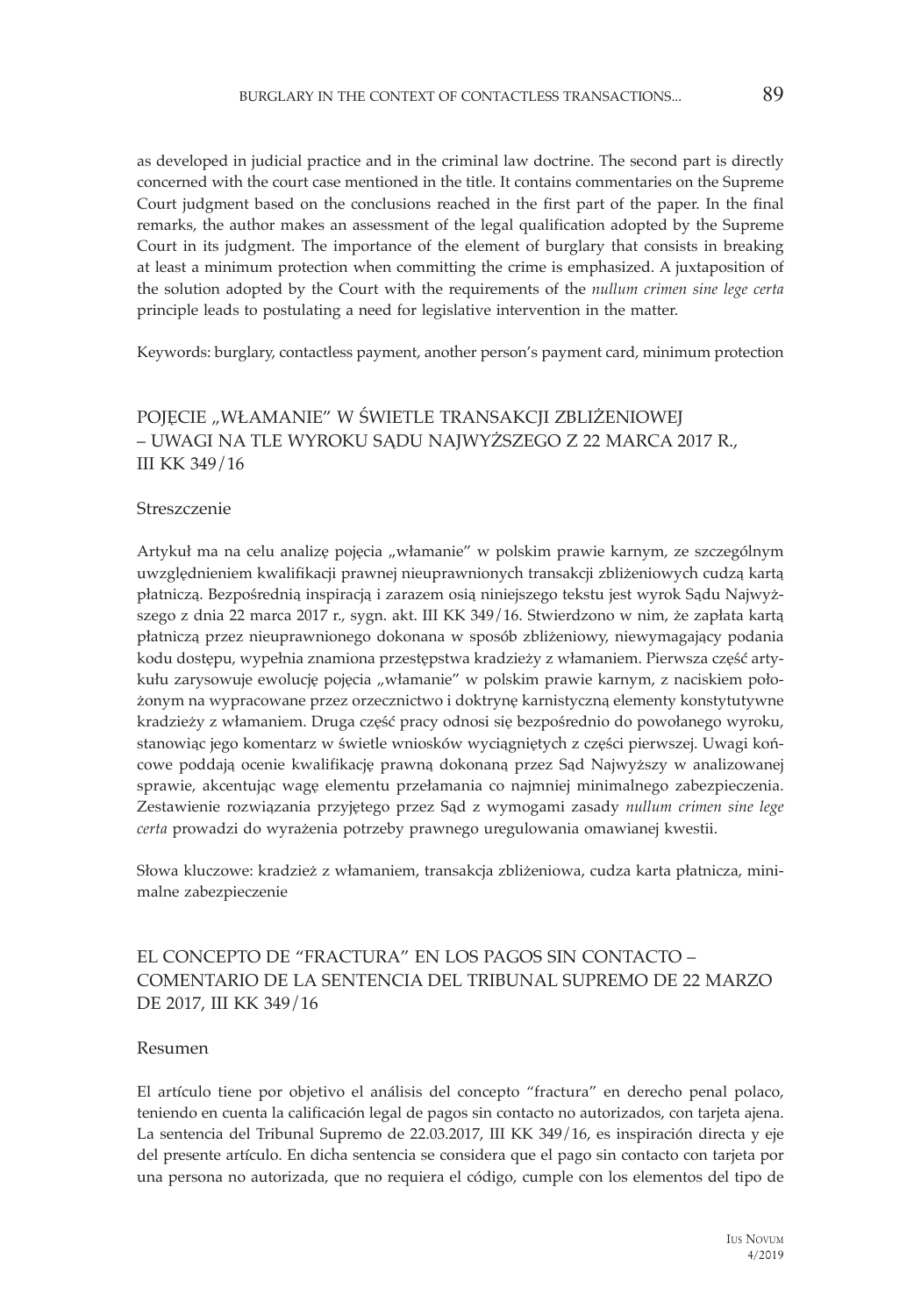as developed in judicial practice and in the criminal law doctrine. The second part is directly concerned with the court case mentioned in the title. It contains commentaries on the Supreme Court judgment based on the conclusions reached in the first part of the paper. In the final remarks, the author makes an assessment of the legal qualification adopted by the Supreme Court in its judgment. The importance of the element of burglary that consists in breaking at least a minimum protection when committing the crime is emphasized. A juxtaposition of the solution adopted by the Court with the requirements of the *nullum crimen sine lege certa* principle leads to postulating a need for legislative intervention in the matter.

Keywords: burglary, contactless payment, another person's payment card, minimum protection

## POJĘCIE „WŁAMANIE" W ŚWIETLE TRANSAKCJI ZBLIŻENIOWEJ – UWAGI NA TLE WYROKU SĄDU NAJWYŻSZEGO Z 22 MARCA 2017 R., III KK 349/16

### Streszczenie

Artykuł ma na celu analizę pojęcia „włamanie" w polskim prawie karnym, ze szczególnym uwzględnieniem kwalifikacji prawnej nieuprawnionych transakcji zbliżeniowych cudzą kartą płatniczą. Bezpośrednią inspiracją i zarazem osią niniejszego tekstu jest wyrok Sądu Najwyższego z dnia 22 marca 2017 r., sygn. akt. III KK 349/16. Stwierdzono w nim, że zapłata kartą płatniczą przez nieuprawnionego dokonana w sposób zbliżeniowy, niewymagający podania kodu dostępu, wypełnia znamiona przestępstwa kradzieży z włamaniem. Pierwsza część artykułu zarysowuje ewolucję pojęcia „włamanie" w polskim prawie karnym, z naciskiem położonym na wypracowane przez orzecznictwo i doktrynę karnistyczną elementy konstytutywne kradzieży z włamaniem. Druga część pracy odnosi się bezpośrednio do powołanego wyroku, stanowiąc jego komentarz w świetle wniosków wyciągniętych z części pierwszej. Uwagi końcowe poddają ocenie kwalifikację prawną dokonaną przez Sąd Najwyższy w analizowanej sprawie, akcentując wagę elementu przełamania co najmniej minimalnego zabezpieczenia. Zestawienie rozwiązania przyjętego przez Sąd z wymogami zasady *nullum crimen sine lege certa* prowadzi do wyrażenia potrzeby prawnego uregulowania omawianej kwestii.

Słowa kluczowe: kradzież z włamaniem, transakcja zbliżeniowa, cudza karta płatnicza, minimalne zabezpieczenie

## EL CONCEPTO DE "FRACTURA" EN LOS PAGOS SIN CONTACTO – COMENTARIO DE LA SENTENCIA DEL TRIBUNAL SUPREMO DE 22 MARZO DE 2017, III KK 349/16

### Resumen

El artículo tiene por objetivo el análisis del concepto "fractura" en derecho penal polaco, teniendo en cuenta la calificación legal de pagos sin contacto no autorizados, con tarjeta ajena. La sentencia del Tribunal Supremo de 22.03.2017, III KK 349/16, es inspiración directa y eje del presente artículo. En dicha sentencia se considera que el pago sin contacto con tarjeta por una persona no autorizada, que no requiera el código, cumple con los elementos del tipo de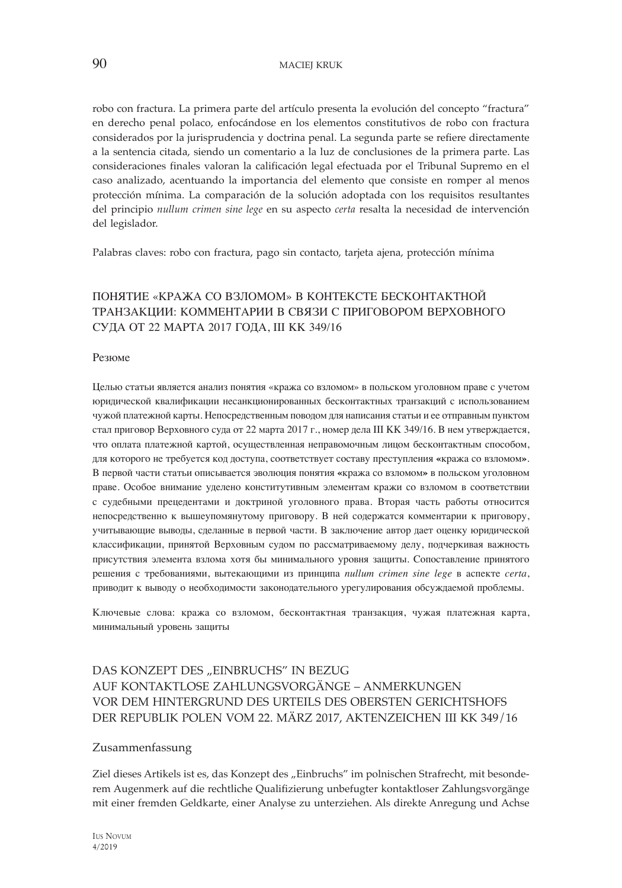robo con fractura. La primera parte del artículo presenta la evolución del concepto "fractura" en derecho penal polaco, enfocándose en los elementos constitutivos de robo con fractura considerados por la jurisprudencia y doctrina penal. La segunda parte se refiere directamente a la sentencia citada, siendo un comentario a la luz de conclusiones de la primera parte. Las consideraciones finales valoran la calificación legal efectuada por el Tribunal Supremo en el caso analizado, acentuando la importancia del elemento que consiste en romper al menos protección mínima. La comparación de la solución adoptada con los requisitos resultantes del principio *nullum crimen sine lege* en su aspecto *certa* resalta la necesidad de intervención del legislador.

Palabras claves: robo con fractura, pago sin contacto, tarjeta ajena, protección mínima

## ПОНЯТИЕ «КРАЖА СО ВЗЛОМОМ» В КОНТЕКСТЕ БЕСКОНТАКТНОЙ ТРАНЗАКЦИИ: КОММЕНТАРИИ В СВЯЗИ С ПРИГОВОРОМ ВЕРХОВНОГО СУДА ОТ 22 МАРТА 2017 ГОДА, III KK 349/16

### Резюме

Целью статьи является анализ понятия «кража со взломом» в польском уголовном праве с учетом юридической квалификации несанкционированных бесконтактных транзакций с использованием чужой платежной карты. Непосредственным поводом для написания статьи и ее отправным пунктом стал приговор Верховного суда от 22 марта 2017 г., номер дела III KK 349/16. В нем утверждается, что оплата платежной картой, осуществленная неправомочным лицом бесконтактным способом, для которого не требуется код доступа, соответствует составу преступления **«**кража со взломом**»**. В первой части статьи описывается эволюция понятия **«**кража со взломом**»** в польском уголовном праве. Особое внимание уделено конститутивным элементам кражи со взломом в соответствии с судебными прецедентами и доктриной уголовного права. Вторая часть работы относится непосредственно к вышеупомянутому приговору. В ней содержатся комментарии к приговору, учитывающие выводы, сделанные в первой части. В заключение автор дает оценку юридической классификации, принятой Верховным судом по рассматриваемому делу, подчеркивая важность присутствия элемента взлома хотя бы минимального уровня защиты. Сопоставление принятого решения с требованиями, вытекающими из принципа *nullum crimen sine lege* в аспекте *certa*, приводит к выводу о необходимости законодательного урегулирования обсуждаемой проблемы.

Ключевые слова: кража со взломом, бесконтактная транзакция, чужая платежная карта, минимальный уровень защиты

## DAS KONZEPT DES „EINBRUCHS" IN BEZUG AUF KONTAKTLOSE ZAHLUNGSVORGÄNGE – ANMERKUNGEN VOR DEM HINTERGRUND DES URTEILS DES OBERSTEN GERICHTSHOFS DER REPUBLIK POLEN VOM 22. MÄRZ 2017, AKTENZEICHEN III KK 349/16

### Zusammenfassung

Ziel dieses Artikels ist es, das Konzept des „Einbruchs" im polnischen Strafrecht, mit besonderem Augenmerk auf die rechtliche Qualifizierung unbefugter kontaktloser Zahlungsvorgänge mit einer fremden Geldkarte, einer Analyse zu unterziehen. Als direkte Anregung und Achse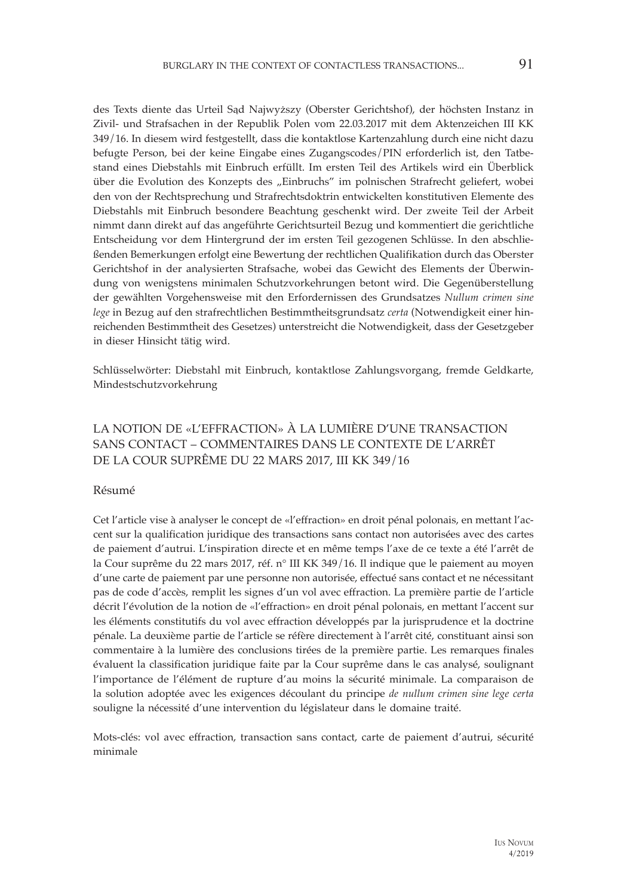des Texts diente das Urteil Sąd Najwyższy (Oberster Gerichtshof), der höchsten Instanz in Zivil- und Strafsachen in der Republik Polen vom 22.03.2017 mit dem Aktenzeichen III KK 349/16. In diesem wird festgestellt, dass die kontaktlose Kartenzahlung durch eine nicht dazu befugte Person, bei der keine Eingabe eines Zugangscodes/PIN erforderlich ist, den Tatbestand eines Diebstahls mit Einbruch erfüllt. Im ersten Teil des Artikels wird ein Überblick über die Evolution des Konzepts des „Einbruchs" im polnischen Strafrecht geliefert, wobei den von der Rechtsprechung und Strafrechtsdoktrin entwickelten konstitutiven Elemente des Diebstahls mit Einbruch besondere Beachtung geschenkt wird. Der zweite Teil der Arbeit nimmt dann direkt auf das angeführte Gerichtsurteil Bezug und kommentiert die gerichtliche Entscheidung vor dem Hintergrund der im ersten Teil gezogenen Schlüsse. In den abschließenden Bemerkungen erfolgt eine Bewertung der rechtlichen Qualifikation durch das Oberster Gerichtshof in der analysierten Strafsache, wobei das Gewicht des Elements der Überwindung von wenigstens minimalen Schutzvorkehrungen betont wird. Die Gegenüberstellung der gewählten Vorgehensweise mit den Erfordernissen des Grundsatzes *Nullum crimen sine lege* in Bezug auf den strafrechtlichen Bestimmtheitsgrundsatz *certa* (Notwendigkeit einer hinreichenden Bestimmtheit des Gesetzes) unterstreicht die Notwendigkeit, dass der Gesetzgeber in dieser Hinsicht tätig wird.

Schlüsselwörter: Diebstahl mit Einbruch, kontaktlose Zahlungsvorgang, fremde Geldkarte, Mindestschutzvorkehrung

## LA NOTION DE «L'EFFRACTION» À LA LUMIÈRE D'UNE TRANSACTION SANS CONTACT – COMMENTAIRES DANS LE CONTEXTE DE L'ARRÊT DE LA COUR SUPRÊME DU 22 MARS 2017, III KK 349/16

### Résumé

Cet l'article vise à analyser le concept de «l'effraction» en droit pénal polonais, en mettant l'accent sur la qualification juridique des transactions sans contact non autorisées avec des cartes de paiement d'autrui. L'inspiration directe et en même temps l'axe de ce texte a été l'arrêt de la Cour suprême du 22 mars 2017, réf. n° III KK 349/16. Il indique que le paiement au moyen d'une carte de paiement par une personne non autorisée, effectué sans contact et ne nécessitant pas de code d'accès, remplit les signes d'un vol avec effraction. La première partie de l'article décrit l'évolution de la notion de «l'effraction» en droit pénal polonais, en mettant l'accent sur les éléments constitutifs du vol avec effraction développés par la jurisprudence et la doctrine pénale. La deuxième partie de l'article se réfère directement à l'arrêt cité, constituant ainsi son commentaire à la lumière des conclusions tirées de la première partie. Les remarques finales évaluent la classification juridique faite par la Cour suprême dans le cas analysé, soulignant l'importance de l'élément de rupture d'au moins la sécurité minimale. La comparaison de la solution adoptée avec les exigences découlant du principe *de nullum crimen sine lege certa* souligne la nécessité d'une intervention du législateur dans le domaine traité.

Mots-clés: vol avec effraction, transaction sans contact, carte de paiement d'autrui, sécurité minimale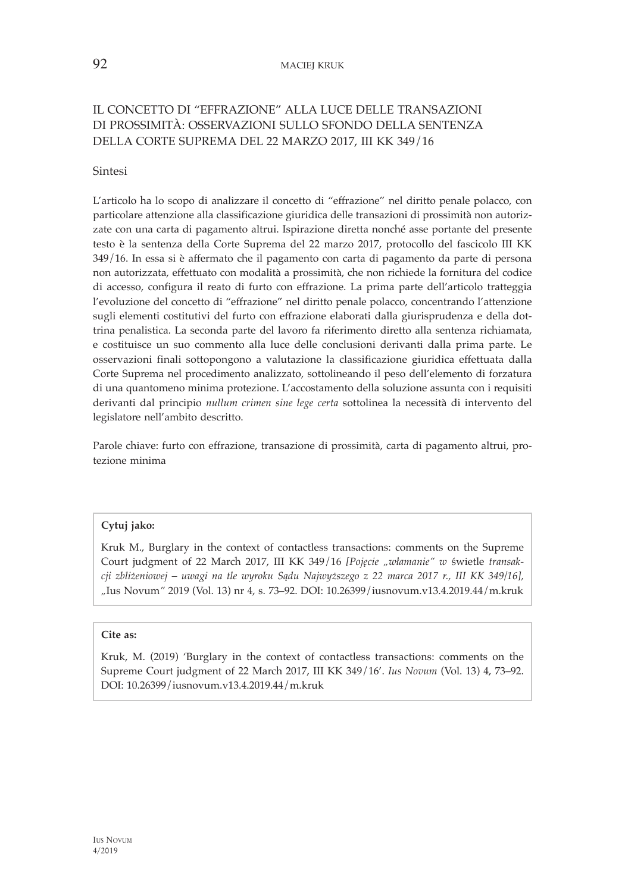## IL CONCETTO DI "EFFRAZIONE" ALLA LUCE DELLE TRANSAZIONI DI PROSSIMITÀ: OSSERVAZIONI SULLO SFONDO DELLA SENTENZA DELLA CORTE SUPREMA DEL 22 MARZO 2017, III KK 349/16

### Sintesi

L'articolo ha lo scopo di analizzare il concetto di "effrazione" nel diritto penale polacco, con particolare attenzione alla classificazione giuridica delle transazioni di prossimità non autorizzate con una carta di pagamento altrui. Ispirazione diretta nonché asse portante del presente testo è la sentenza della Corte Suprema del 22 marzo 2017, protocollo del fascicolo III KK 349/16. In essa si è affermato che il pagamento con carta di pagamento da parte di persona non autorizzata, effettuato con modalità a prossimità, che non richiede la fornitura del codice di accesso, configura il reato di furto con effrazione. La prima parte dell'articolo tratteggia l'evoluzione del concetto di "effrazione" nel diritto penale polacco, concentrando l'attenzione sugli elementi costitutivi del furto con effrazione elaborati dalla giurisprudenza e della dottrina penalistica. La seconda parte del lavoro fa riferimento diretto alla sentenza richiamata, e costituisce un suo commento alla luce delle conclusioni derivanti dalla prima parte. Le osservazioni finali sottopongono a valutazione la classificazione giuridica effettuata dalla Corte Suprema nel procedimento analizzato, sottolineando il peso dell'elemento di forzatura di una quantomeno minima protezione. L'accostamento della soluzione assunta con i requisiti derivanti dal principio *nullum crimen sine lege certa* sottolinea la necessità di intervento del legislatore nell'ambito descritto.

Parole chiave: furto con effrazione, transazione di prossimità, carta di pagamento altrui, protezione minima

**Cytuj jako:**

Kruk M., Burglary in the context of contactless transactions: comments on the Supreme Court judgment of 22 March 2017, III KK 349/16 *[Pojęcie „włamanie" w* świetle *transakcji zbliżeniowej – uwagi na tle wyroku Sądu Najwyższego z 22 marca 2017 r., III KK 349/16]*, „Ius Novum" 2019 (Vol. 13) nr 4, s. 73–92. DOI: 10.26399/iusnovum.v13.4.2019.44/m.kruk

**Cite as:**

Kruk, M. (2019) 'Burglary in the context of contactless transactions: comments on the Supreme Court judgment of 22 March 2017, III KK 349/16'. *Ius Novum* (Vol. 13) 4, 73–92. DOI: 10.26399/iusnovum.v13.4.2019.44/m.kruk